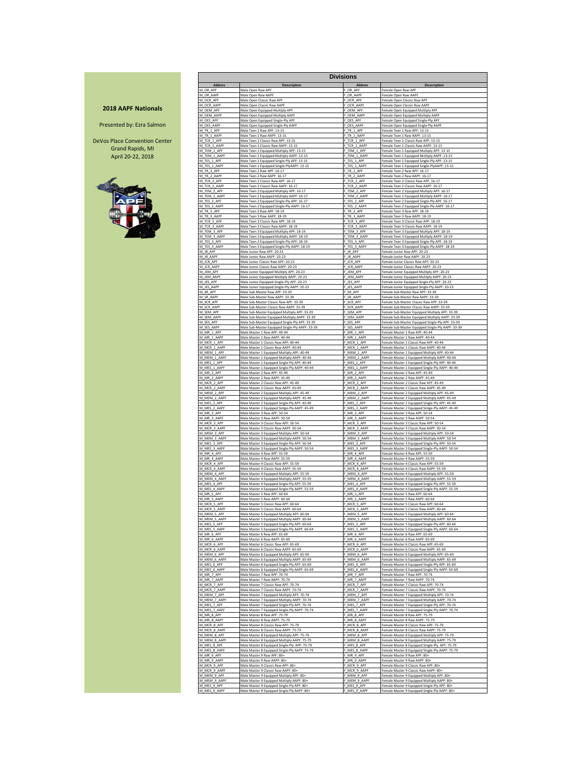## 2018 AAPF Nationals

Presented by: Ezra Salmon

DeVos Place Convention Center
Grand Rapids, MI
April 20-22, 2018

**Divisions**

| Abbrev | Description | Abbrev | Description |
|---|---|---|---|
| M_OR_APF | Male Open Raw APF | F_OR_APF | Female Open Raw APF |
| M_OR_AAPF | Male Open Raw AAPF | F_OR_AAPF | Female Open Raw AAPF |
| M_OCR_APF | Male Open Classic Raw APF | F_OCR_APF | Female Open Classic Raw APF |
| M_OCR_AAPF | Male Open Classic Raw AAPF | F_OCR_AAPF | Female Open Classic Raw AAPF |
| M_OEM_APF | Male Open Equipped Multiply APF | F_OEM_APF | Female Open Equipped Multiply APF |
| M_OEM_AAPF | Male Open Equipped Multiply AAPF | F_OEM_AAPF | Female Open Equipped Multiply AAPF |
| M_OES_APF | Male Open Equipped Single-Ply APF | F_OES_APF | Female Open Equipped Single-Ply APF |
| M_OES_AAPF | Male Open Equipped Single-Ply AAPF | F_OES_AAPF | Female Open Equipped Single-Ply AAPF |
| M_TR_1_APF | Male Teen 1 Raw APF: 13-15 | F_TR_1_APF | Female Teen 1 Raw APF: 13-15 |
| M_TR_1_AAPF | Male Teen 1 Raw AAPF: 13-15 | F_TR_1_AAPF | Female Teen 1 Raw AAPF: 13-15 |
| M_TCR_1_APF | Male Teen 1 Classic Raw APF: 13-15 | F_TCR_1_APF | Female Teen 1 Classic Raw APF: 13-15 |
| M_TCR_1_AAPF | Male Teen 1 Classic Raw AAPF: 13-15 | F_TCR_1_AAPF | Female Teen 1 Classic Raw AAPF: 13-15 |
| M_TEM_1_APF | Male Teen 1 Equipped Multiply APF: 13-15 | F_TEM_1_APF | Female Teen 1 Equipped Multiply APF: 13-15 |
| M_TEM_1_AAPF | Male Teen 1 Equipped Multiply AAPF: 13-15 | F_TEM_1_AAPF | Female Teen 1 Equipped Multiply AAPF: 13-15 |
| M_TES_1_APF | Male Teen 1 Equipped Single-Ply APF: 13-15 | F_TES_1_APF | Female Teen 1 Equipped Single-Ply APF: 13-15 |
| M_TES_1_AAPF | Male Teen 1 Equipped Single-PlyAAPF: 13-15 | F_TES_1_AAPF | Female Teen 1 Equipped Single-PlyAAPF: 13-15 |
| M_TR_2_APF | Male Teen 2 Raw APF: 16-17 | F_TR_2_APF | Female Teen 2 Raw APF: 16-17 |
| M_TR_2_AAPF | Male Teen 2 Raw AAPF: 16-17 | F_TR_2_AAPF | Female Teen 2 Raw AAPF: 16-17 |
| M_TCR_2_APF | Male Teen 2 Classic Raw APF: 16-17 | F_TCR_2_APF | Female Teen 2 Classic Raw APF: 16-17 |
| M_TCR_2_AAPF | Male Teen 2 Classic Raw AAPF: 16-17 | F_TCR_2_AAPF | Female Teen 2 Classic Raw AAPF: 16-17 |
| M_TEM_2_APF | Male Teen 2 Equipped Multiply APF: 16-17 | F_TEM_2_APF | Female Teen 2 Equipped Multiply APF: 16-17 |
| M_TEM_2_AAPF | Male Teen 2 Equipped Multiply AAPF: 16-17 | F_TEM_2_AAPF | Female Teen 2 Equipped Multiply AAPF: 16-17 |
| M_TES_2_APF | Male Teen 2 Equipped Single-Ply APF: 16-17 | F_TES_2_APF | Female Teen 2 Equipped Single-Ply APF: 16-17 |
| M_TES_2_AAPF | Male Teen 2 Equipped Single-Ply AAPF: 16-17 | F_TES_2_AAPF | Female Teen 2 Equipped Single-Ply AAPF: 16-17 |
| M_TR_3_APF | Male Teen 3 Raw APF: 18-19 | F_TR_3_APF | Female Teen 3 Raw APF: 18-19 |
| M_TR_3_AAPF | Male Teen 3 Raw AAPF: 18-19 | F_TR_3_AAPF | Female Teen 3 Raw AAPF: 18-19 |
| M_TCR_3_APF | Male Teen 3 Classic Raw APF: 18-19 | F_TCR_3_APF | Female Teen 3 Classic Raw APF: 18-19 |
| M_TCR_3_AAPF | Male Teen 3 Classic Raw AAPF: 18-19 | F_TCR_3_AAPF | Female Teen 3 Classic Raw AAPF: 18-19 |
| M_TEM_3_APF | Male Teen 3 Equipped Mulitply APF: 18-19 | F_TEM_3_APF | Female Teen 3 Equipped Mulitply APF: 18-19 |
| M_TEM_3_AAPF | Male Teen 3 Equipped Mulitply AAPF: 18-19 | F_TEM_3_AAPF | Female Teen 3 Equipped Mulitply AAPF: 18-19 |
| M_TES_3_APF | Male Teen 3 Equipped Single-Ply APF: 18-19 | F_TES_3_APF | Female Teen 3 Equipped Single-Ply APF: 18-19 |
| M_TES_3_AAPF | Male Teen 3 Equipped Single-Ply AAPF: 18-19 | F_TES_3_AAPF | Female Teen 3 Equipped Single-Ply AAPF: 18-19 |
| M_JR_APF | Male Junior Raw APF: 20-23 | F_JR_APF | Female Junior Raw APF: 20-23 |
| M_JR_AAPF | Male Junior Raw AAPF: 20-23 | F_JR_AAPF | Female Junior Raw AAPF: 20-23 |
| M_JCR_APF | Male Junior Classic Raw APF: 20-23 | F_JCR_APF | Female Junior Classic Raw APF: 20-23 |
| M_JCR_AAPF | Male Junior Classic Raw AAPF: 20-23 | F_JCR_AAPF | Female Junior Classic Raw AAPF: 20-23 |
| M_JEM_APF | Male Junior Equipped Mulitply APF: 20-23 | F_JEM_APF | Female Junior Equipped Mulitply APF: 20-23 |
| M_JEM_AAPF | Male Junior Equipped Mulitply AAPF: 20-23 | F_JEM_AAPF | Female Junior Equipped Mulitply AAPF: 20-23 |
| M_JES_APF | Male Junior Equipped Single-Ply APF: 20-23 | F_JES_APF | Female Junior Equipped Single-Ply APF: 20-23 |
| M_JES_AAPF | Male Junior Equipped Single-Ply AAPF: 20-23 | F_JES_AAPF | Female Junior Equipped Single-Ply AAPF: 20-23 |
| M_SR_APF | Male Sub-Master Raw APF: 33-39 | F_SR_APF | Female Sub-Master Raw APF: 33-39 |
| M_SR_AAPF | Male Sub-Master Raw AAPF: 33-39 | F_SR_AAPF | Female Sub-Master Raw AAPF: 33-39 |
| M_SCR_APF | Male Sub-Master Classic Raw APF: 33-39 | F_SCR_APF | Female Sub-Master Classic Raw APF: 33-39 |
| M_SCR_AAPF | Male Sub-Master Classic Raw AAPF: 33-39 | F_SCR_AAPF | Female Sub-Master Classic Raw AAPF: 33-39 |
| M_SEM_APF | Male Sub-Master Equipped Multiply APF: 33-39 | F_SEM_APF | Female Sub-Master Equipped Multiply APF: 33-39 |
| M_SEM_AAPF | Male Sub-Master Equipped Multiply AAPF: 33-39 | F_SEM_AAPF | Female Sub-Master Equipped Multiply AAPF: 33-39 |
| M_SES_APF | Male Sub-Master Equipped Single-Ply APF: 33-39 | F_SES_APF | Female Sub-Master Equipped Single-Ply APF: 33-39 |
| M_SES_AAPF | Male Sub-Master Equipped Single-Ply AAPF: 33-39 | F_SES_AAPF | Female Sub-Master Equipped Single-Ply AAPF: 33-39 |
| M_MR_1_APF | Male Master 1 Raw APF: 40-44 | F_MR_1_APF | Female Master 1 Raw APF: 40-44 |
| M_MR_1_AAPF | Male Master 1 Raw AAPF: 40-44 | F_MR_1_AAPF | Female Master 1 Raw AAPF: 40-44 |
| M_MCR_1_APF | Male Master 1 Classic Raw APF: 40-44 | F_MCR_1_APF | Female Master 1 Classic Raw APF: 40-44 |
| M_MCR_1_AAPF | Male Master 1 Classic Raw AAPF: 40-44 | F_MCR_1_AAPF | Female Master 1 Classic Raw AAPF: 40-44 |
| M_MEM_1_APF | Male Master 1 Equipped Multiply APF: 40-44 | F_MEM_1_APF | Female Master 1 Equipped Multiply APF: 40-44 |
| M_MEM_1_AAPF | Male Master 1 Equipped Multiply AAPF: 40-44 | F_MEM_1_AAPF | Female Master 1 Equipped Multiply AAPF: 40-44 |
| M_MES_1_APF | Male Master 1 Equipped Single-Ply APF: 40-44 | F_MES_1_APF | Female Master 1 Equipped Single-Ply APF: 40-44 |
| M_MES_1_AAPF | Male Master 1 Equipped Single-Ply AAPF: 40-44 | F_MES_1_AAPF | Female Master 1 Equipped Single-Ply AAPF: 40-44 |
| M_MR_2_APF | Male Master 2 Raw APF: 45-49 | F_MR_2_APF | Female Master 2 Raw APF: 45-49 |
| M_MR_2_AAPF | Male Master 2 Raw AAPF: 45-49 | F_MR_2_AAPF | Female Master 2 Raw AAPF: 45-49 |
| M_MCR_2_APF | Male Master 2 Classic Raw APF: 45-49 | F_MCR_2_APF | Female Master 2 Classic Raw APF: 45-49 |
| M_MCR_2_AAPF | Male Master 2 Classic Raw AAPF: 45-49 | F_MCR_2_AAPF | Female Master 2 Classic Raw AAPF: 45-49 |
| M_MEM_2_APF | Male Master 2 Equipped Multiply APF: 45-49 | F_MEM_2_APF | Female Master 2 Equipped Multiply APF: 45-49 |
| M_MEM_2_AAPF | Male Master 2 Equipped Multiply AAPF: 45-49 | F_MEM_2_AAPF | Female Master 2 Equipped Multiply AAPF: 45-49 |
| M_MES_2_APF | Male Master 2 Equipped Single-Ply APF: 45-49 | F_MES_2_APF | Female Master 2 Equipped Single-Ply APF: 45-49 |
| M_MES_2_AAPF | Male Master 2 Equipped Sinlge-Ply AAPF: 45-49 | F_MES_2_AAPF | Female Master 2 Equipped Sinlge-Ply AAPF: 45-49 |
| M_MR_3_APF | Male Master 3 Raw APF: 50-54 | F_MR_3_APF | Female Master 3 Raw APF: 50-54 |
| M_MR_3_AAPF | Male Master 3 Raw AAPF: 50-54 | F_MR_3_AAPF | Female Master 3 Raw AAPF: 50-54 |
| M_MCR_3_APF | Male Master 3 Classic Raw APF: 50-54 | F_MCR_3_APF | Female Master 3 Classic Raw APF: 50-54 |
| M_MCR_3_AAPF | Male Master 3 Classic Raw AAPF: 50-54 | F_MCR_3_AAPF | Female Master 3 Classic Raw AAPF: 50-54 |
| M_MEM_3_APF | Male Master 3 Equipped Multiply APF: 50-54 | F_MEM_3_APF | Female Master 3 Equipped Multiply APF: 50-54 |
| M_MEM_3_AAPF | Male Master 3 Equipped Multiply AAPF: 50-54 | F_MEM_3_AAPF | Female Master 3 Equipped Multiply AAPF: 50-54 |
| M_MES_3_APF | Male Master 3 Equipped Single-Ply APF: 50-54 | F_MES_3_APF | Female Master 3 Equipped Single-Ply APF: 50-54 |
| M_MES_3_AAPF | Male Master 3 Equipped Single-Ply AAPF: 50-54 | F_MES_3_AAPF | Female Master 3 Equipped Single-Ply AAPF: 50-54 |
| M_MR_4_APF | Male Master 4 Raw APF: 55-59 | F_MR_4_APF | Female Master 4 Raw APF: 55-59 |
| M_MR_4_AAPF | Male Master 4 Raw AAPF: 55-59 | F_MR_4_AAPF | Female Master 4 Raw AAPF: 55-59 |
| M_MCR_4_APF | Male Master 4 Classic Raw APF: 55-59 | F_MCR_4_APF | Female Master 4 Classic Raw APF: 55-59 |
| M_MCR_4_AAPF | Male Master 4 Classic Raw AAPF: 55-59 | F_MCR_4_AAPF | Female Master 4 Classic Raw AAPF: 55-59 |
| M_MEM_4_APF | Male Master 4 Equipped Multiply APF: 55-59 | F_MEM_4_APF | Female Master 4 Equipped Multiply APF: 55-59 |
| M_MEM_4_AAPF | Male Master 4 Equipped Multiply AAPF: 55-59 | F_MEM_4_AAPF | Female Master 4 Equipped Multiply AAPF: 55-59 |
| M_MES_4_APF | Male Master 4 Equipped Single-Ply APF: 55-59 | F_MES_4_APF | Female Master 4 Equipped Single-Ply APF: 55-59 |
| M_MES_4_AAPF | Male Master 4 Equipped Single-Ply AAPF: 55-59 | F_MES_4_AAPF | Female Master 4 Equipped Single-Ply AAPF: 55-59 |
| M_MR_5_APF | Male Master 5 Raw APF: 60-64 | F_MR_5_APF | Female Master 5 Raw APF: 60-64 |
| M_MR_5_AAPF | Male Master 5 Raw AAPF: 60-64 | F_MR_5_AAPF | Female Master 5 Raw AAPF: 60-64 |
| M_MCR_5_APF | Male Master 5 Classic Raw APF: 60-64 | F_MCR_5_APF | Female Master 5 Classic Raw APF: 60-64 |
| M_MCR_5_AAPF | Male Master 5 Classic Raw AAPF: 60-64 | F_MCR_5_AAPF | Female Master 5 Classic Raw AAPF: 60-64 |
| M_MEM_5_APF | Male Master 5 Equipped Multiply APF: 60-64 | F_MEM_5_APF | Female Master 5 Equipped Multiply APF: 60-64 |
| M_MEM_5_AAPF | Male Master 5 Equipped Multiply AAPF: 60-64 | F_MEM_5_AAPF | Female Master 5 Equipped Multiply AAPF: 60-64 |
| M_MES_5_APF | Male Master 5 Equipped Single-Ply APF: 60-64 | F_MES_5_APF | Female Master 5 Equipped Single-Ply APF: 60-64 |
| M_MES_5_AAPF | Male Master 5 Equipped Single-Ply AAPF: 60-64 | F_MES_5_AAPF | Female Master 5 Equipped Single-Ply AAPF: 60-64 |
| M_MR_6_APF | Male Master 6 Raw APF: 65-69 | F_MR_6_APF | Female Master 6 Raw APF: 65-69 |
| M_MR_6_AAPF | Male Master 6 Raw AAPF: 65-69 | F_MR_6_AAPF | Female Master 6 Raw AAPF: 65-69 |
| M_MCR_6_APF | Male Master 6 Classic Raw APF: 65-69 | F_MCR_6_APF | Female Master 6 Classic Raw APF: 65-69 |
| M_MCR_6_AAPF | Male Master 6 Classic Raw AAPF: 65-69 | F_MCR_6_AAPF | Female Master 6 Classic Raw AAPF: 65-69 |
| M_MEM_6_APF | Male Master 6 Equipped Multiply APF: 65-69 | F_MEM_6_APF | Female Master 6 Equipped Multiply APF: 65-69 |
| M_MEM_6_AAPF | Male Master 6 Equipped Multiply AAPF: 65-69 | F_MEM_6_AAPF | Female Master 6 Equipped Multiply AAPF: 65-69 |
| M_MES_6_APF | Male Master 6 Equipped Single-Ply APF: 65-69 | F_MES_6_APF | Female Master 6 Equipped Single-Ply APF: 65-69 |
| M_MES_6_AAPF | Male Master 6 Equipped Single-Ply AAPF: 65-69 | F_MES_6_AAPF | Female Master 6 Equipped Single-Ply AAPF: 65-69 |
| M_MR_7_APF | Male Master 7 Raw APF: 70-74 | F_MR_7_APF | Female Master 7 Raw APF: 70-74 |
| M_MR_7_AAPF | Male Master 7 Raw AAPF: 70-74 | F_MR_7_AAPF | Female Master 7 Raw AAPF: 70-74 |
| M_MCR_7_APF | Male Master 7 Classic Raw APF: 70-74 | F_MCR_7_APF | Female Master 7 Classic Raw APF: 70-74 |
| M_MCR_7_AAPF | Male Master 7 Classic Raw AAPF: 70-74 | F_MCR_7_AAPF | Female Master 7 Classic Raw AAPF: 70-74 |
| M_MEM_7_APF | Male Master 7 Equipped Multiply APF: 70-74 | F_MEM_7_APF | Female Master 7 Equipped Multiply APF: 70-74 |
| M_MEM_7_AAPF | Male Master 7 Equipped Multiply AAPF: 70-74 | F_MEM_7_AAPF | Female Master 7 Equipped Multiply AAPF: 70-74 |
| M_MES_7_APF | Male Master 7 Equipped Single-Ply APF: 70-74 | F_MES_7_APF | Female Master 7 Equipped Single-Ply APF: 70-74 |
| M_MES_7_AAPF | Male Master 7 Equipped Single-Ply AAPF: 70-74 | F_MES_7_AAPF | Female Master 7 Equipped Single-Ply AAPF: 70-74 |
| M_MR_8_APF | Male Master 8 Raw APF: 75-79 | F_MR_8_APF | Female Master 8 Raw APF: 75-79 |
| M_MR_8_AAPF | Male Master 8 Raw AAPF: 75-79 | F_MR_8_AAPF | Female Master 8 Raw AAPF: 75-79 |
| M_MCR_8_APF | Male Master 8 Classic Raw APF: 75-79 | F_MCR_8_APF | Female Master 8 Classic Raw APF: 75-79 |
| M_MCR_8_AAPF | Male Master 8 Classic Raw AAPF: 75-79 | F_MCR_8_AAPF | Female Master 8 Classic Raw AAPF: 75-79 |
| M_MEM_8_APF | Male Master 8 Equipped Multiply APF: 75-79 | F_MEM_8_APF | Female Master 8 Equipped Multiply APF: 75-79 |
| M_MEM_8_AAPF | Male Master 8 Equipped Multiply AAPF: 75-79 | F_MEM_8_AAPF | Female Master 8 Equipped Multiply AAPF: 75-79 |
| M_MES_8_APF | Male Master 8 Equipped Single-Ply APF: 75-79 | F_MES_8_APF | Female Master 8 Equipped Single-Ply APF: 75-79 |
| M_MES_8_AAPF | Male Master 8 Equipped Single-Ply AAPF: 75-79 | F_MES_8_AAPF | Female Master 8 Equipped Single-Ply AAPF: 75-79 |
| M_MR_9_APF | Male Master 9 Raw APF: 80+ | F_MR_9_APF | Female Master 9 Raw APF: 80+ |
| M_MR_9_AAPF | Male Master 9 Raw AAPF: 80+ | F_MR_9_AAPF | Female Master 9 Raw AAPF: 80+ |
| M_MCR_9_APF | Male Master 9 Classic Raw APF: 80+ | F_MCR_9_APF | Female Master 9 Classic Raw APF: 80+ |
| M_MCR_9_AAPF | Male Master 9 Classic Raw AAPF: 80+ | F_MCR_9_AAPF | Female Master 9 Classic Raw AAPF: 80+ |
| M_MEM_9_APF | Male Master 9 Equipped Multiply APF: 80+ | F_MEM_9_APF | Female Master 9 Equipped Multiply APF: 80+ |
| M_MEM_9_AAPF | Male Master 9 Equipped Multiply AAPF: 80+ | F_MEM_9_AAPF | Female Master 9 Equipped Multiply AAPF: 80+ |
| M_MES_9_APF | Male Master 9 Equipped Single-Ply APF: 80+ | F_MES_9_APF | Female Master 9 Equipped Single-Ply APF: 80+ |
| M_MES_9_AAPF | Male Master 9 Equipped Single-Ply AAPF: 80+ | F_MES_9_AAPF | Female Master 9 Equipped Single-Ply AAPF: 80+ |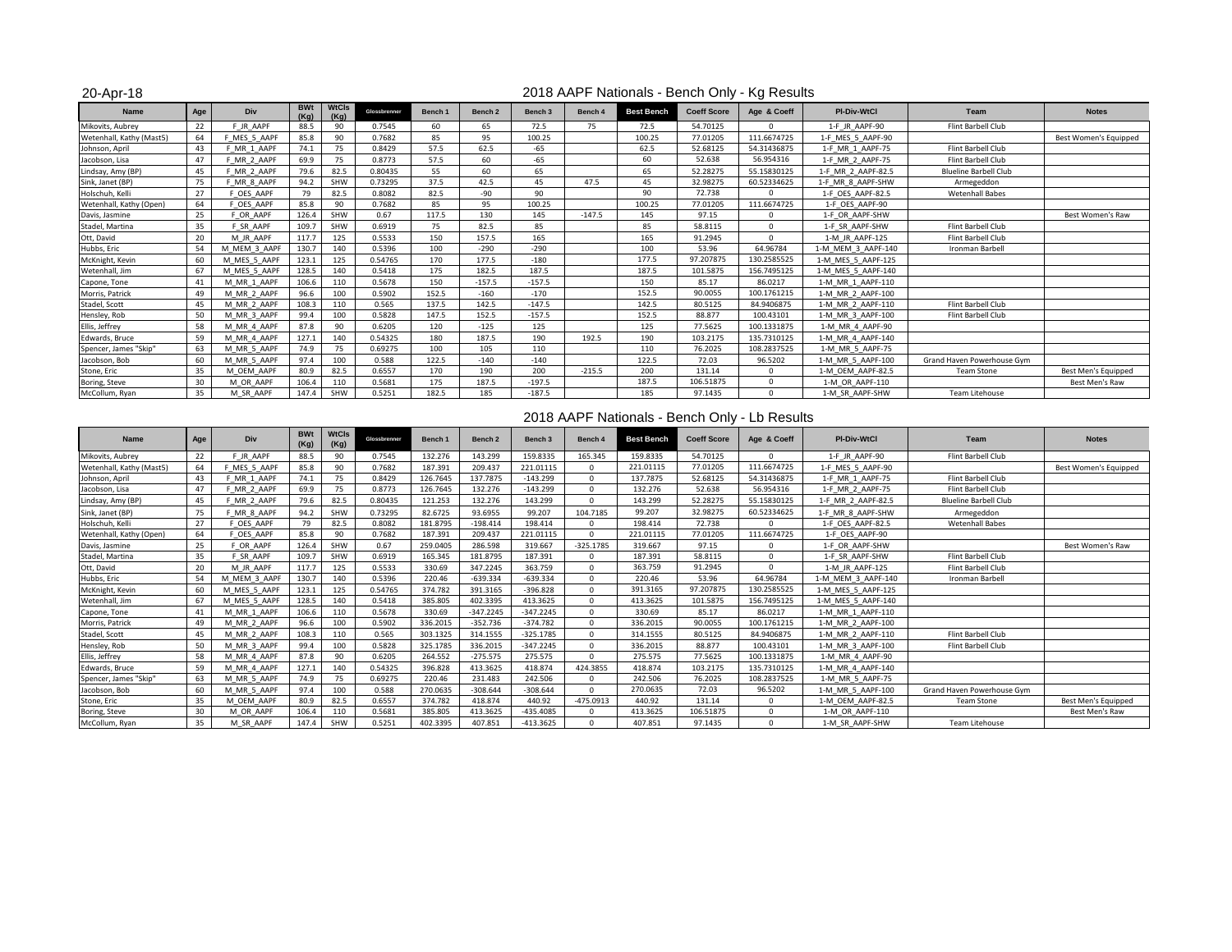20-Apr-18

## 2018 AAPF Nationals - Bench Only - Kg Results

| Name | Age | Div | BWt (Kg) | WtCls (Kg) | Glossbrenner | Bench 1 | Bench 2 | Bench 3 | Bench 4 | Best Bench | Coeff Score | Age & Coeff | Pl-Div-WtCl | Team | Notes |
|---|---|---|---|---|---|---|---|---|---|---|---|---|---|---|---|
| Mikovits, Aubrey | 22 | F_JR_AAPF | 88.5 | 90 | 0.7545 | 60 | 65 | 72.5 | 75 | 72.5 | 54.70125 | 0 | 1-F_JR_AAPF-90 | Flint Barbell Club | |
| Wetenhall, Kathy (Mast5) | 64 | F_MES_5_AAPF | 85.8 | 90 | 0.7682 | 85 | 95 | 100.25 | | 100.25 | 77.01205 | 111.6674725 | 1-F_MES_5_AAPF-90 | | Best Women's Equipped |
| Johnson, April | 43 | F_MR_1_AAPF | 74.1 | 75 | 0.8429 | 57.5 | 62.5 | -65 | | 62.5 | 52.68125 | 54.31436875 | 1-F_MR_1_AAPF-75 | Flint Barbell Club | |
| Jacobson, Lisa | 47 | F_MR_2_AAPF | 69.9 | 75 | 0.8773 | 57.5 | 60 | -65 | | 60 | 52.638 | 56.954316 | 1-F_MR_2_AAPF-75 | Flint Barbell Club | |
| Lindsay, Amy (BP) | 45 | F_MR_2_AAPF | 79.6 | 82.5 | 0.80435 | 55 | 60 | 65 | | 65 | 52.28275 | 55.15830125 | 1-F_MR_2_AAPF-82.5 | Blueline Barbell Club | |
| Sink, Janet (BP) | 75 | F_MR_8_AAPF | 94.2 | SHW | 0.73295 | 37.5 | 42.5 | 45 | 47.5 | 45 | 32.98275 | 60.52334625 | 1-F_MR_8_AAPF-SHW | Armegeddon | |
| Holschuh, Kelli | 27 | F_OES_AAPF | 79 | 82.5 | 0.8082 | 82.5 | -90 | 90 | | 90 | 72.738 | 0 | 1-F_OES_AAPF-82.5 | Wetenhall Babes | |
| Wetenhall, Kathy (Open) | 64 | F_OES_AAPF | 85.8 | 90 | 0.7682 | 85 | 95 | 100.25 | | 100.25 | 77.01205 | 111.6674725 | 1-F_OES_AAPF-90 | | |
| Davis, Jasmine | 25 | F_OR_AAPF | 126.4 | SHW | 0.67 | 117.5 | 130 | 145 | -147.5 | 145 | 97.15 | 0 | 1-F_OR_AAPF-SHW | | Best Women's Raw |
| Stadel, Martina | 35 | F_SR_AAPF | 109.7 | SHW | 0.6919 | 75 | 82.5 | 85 | | 85 | 58.8115 | 0 | 1-F_SR_AAPF-SHW | Flint Barbell Club | |
| Ott, David | 20 | M_JR_AAPF | 117.7 | 125 | 0.5533 | 150 | 157.5 | 165 | | 165 | 91.2945 | 0 | 1-M_JR_AAPF-125 | Flint Barbell Club | |
| Hubbs, Eric | 54 | M_MEM_3_AAPF | 130.7 | 140 | 0.5396 | 100 | -290 | -290 | | 100 | 53.96 | 64.96784 | 1-M_MEM_3_AAPF-140 | Ironman Barbell | |
| McKnight, Kevin | 60 | M_MES_5_AAPF | 123.1 | 125 | 0.54765 | 170 | 177.5 | -180 | | 177.5 | 97.207875 | 130.2585525 | 1-M_MES_5_AAPF-125 | | |
| Wetenhall, Jim | 67 | M_MES_5_AAPF | 128.5 | 140 | 0.5418 | 175 | 182.5 | 187.5 | | 187.5 | 101.5875 | 156.7495125 | 1-M_MES_5_AAPF-140 | | |
| Capone, Tone | 41 | M_MR_1_AAPF | 106.6 | 110 | 0.5678 | 150 | -157.5 | -157.5 | | 150 | 85.17 | 86.0217 | 1-M_MR_1_AAPF-110 | | |
| Morris, Patrick | 49 | M_MR_2_AAPF | 96.6 | 100 | 0.5902 | 152.5 | -160 | -170 | | 152.5 | 90.0055 | 100.1761215 | 1-M_MR_2_AAPF-100 | | |
| Stadel, Scott | 45 | M_MR_2_AAPF | 108.3 | 110 | 0.565 | 137.5 | 142.5 | -147.5 | | 142.5 | 80.5125 | 84.9406875 | 1-M_MR_2_AAPF-110 | Flint Barbell Club | |
| Hensley, Rob | 50 | M_MR_3_AAPF | 99.4 | 100 | 0.5828 | 147.5 | 152.5 | -157.5 | | 152.5 | 88.877 | 100.43101 | 1-M_MR_3_AAPF-100 | Flint Barbell Club | |
| Ellis, Jeffrey | 58 | M_MR_4_AAPF | 87.8 | 90 | 0.6205 | 120 | -125 | 125 | | 125 | 77.5625 | 100.1331875 | 1-M_MR_4_AAPF-90 | | |
| Edwards, Bruce | 59 | M_MR_4_AAPF | 127.1 | 140 | 0.54325 | 180 | 187.5 | 190 | 192.5 | 190 | 103.2175 | 135.7310125 | 1-M_MR_4_AAPF-140 | | |
| Spencer, James "Skip" | 63 | M_MR_5_AAPF | 74.9 | 75 | 0.69275 | 100 | 105 | 110 | | 110 | 76.2025 | 108.2837525 | 1-M_MR_5_AAPF-75 | | |
| Jacobson, Bob | 60 | M_MR_5_AAPF | 97.4 | 100 | 0.588 | 122.5 | -140 | -140 | | 122.5 | 72.03 | 96.5202 | 1-M_MR_5_AAPF-100 | Grand Haven Powerhouse Gym | |
| Stone, Eric | 35 | M_OEM_AAPF | 80.9 | 82.5 | 0.6557 | 170 | 190 | 200 | -215.5 | 200 | 131.14 | 0 | 1-M_OEM_AAPF-82.5 | Team Stone | Best Men's Equipped |
| Boring, Steve | 30 | M_OR_AAPF | 106.4 | 110 | 0.5681 | 175 | 187.5 | -197.5 | | 187.5 | 106.51875 | 0 | 1-M_OR_AAPF-110 | | Best Men's Raw |
| McCollum, Ryan | 35 | M_SR_AAPF | 147.4 | SHW | 0.5251 | 182.5 | 185 | -187.5 | | 185 | 97.1435 | 0 | 1-M_SR_AAPF-SHW | Team Litehouse | |

## 2018 AAPF Nationals - Bench Only - Lb Results

| Name | Age | Div | BWt (Kg) | WtCls (Kg) | Glossbrenner | Bench 1 | Bench 2 | Bench 3 | Bench 4 | Best Bench | Coeff Score | Age & Coeff | Pl-Div-WtCl | Team | Notes |
|---|---|---|---|---|---|---|---|---|---|---|---|---|---|---|---|
| Mikovits, Aubrey | 22 | F_JR_AAPF | 88.5 | 90 | 0.7545 | 132.276 | 143.299 | 159.8335 | 165.345 | 159.8335 | 54.70125 | 0 | 1-F_JR_AAPF-90 | Flint Barbell Club | |
| Wetenhall, Kathy (Mast5) | 64 | F_MES_5_AAPF | 85.8 | 90 | 0.7682 | 187.391 | 209.437 | 221.01115 | 0 | 221.01115 | 77.01205 | 111.6674725 | 1-F_MES_5_AAPF-90 | | Best Women's Equipped |
| Johnson, April | 43 | F_MR_1_AAPF | 74.1 | 75 | 0.8429 | 126.7645 | 137.7875 | -143.299 | 0 | 137.7875 | 52.68125 | 54.31436875 | 1-F_MR_1_AAPF-75 | Flint Barbell Club | |
| Jacobson, Lisa | 47 | F_MR_2_AAPF | 69.9 | 75 | 0.8773 | 126.7645 | 132.276 | -143.299 | 0 | 132.276 | 52.638 | 56.954316 | 1-F_MR_2_AAPF-75 | Flint Barbell Club | |
| Lindsay, Amy (BP) | 45 | F_MR_2_AAPF | 79.6 | 82.5 | 0.80435 | 121.253 | 132.276 | 143.299 | 0 | 143.299 | 52.28275 | 55.15830125 | 1-F_MR_2_AAPF-82.5 | Blueline Barbell Club | |
| Sink, Janet (BP) | 75 | F_MR_8_AAPF | 94.2 | SHW | 0.73295 | 82.6725 | 93.6955 | 99.207 | 104.7185 | 99.207 | 32.98275 | 60.52334625 | 1-F_MR_8_AAPF-SHW | Armegeddon | |
| Holschuh, Kelli | 27 | F_OES_AAPF | 79 | 82.5 | 0.8082 | 181.8795 | -198.414 | 198.414 | 0 | 198.414 | 72.738 | 0 | 1-F_OES_AAPF-82.5 | Wetenhall Babes | |
| Wetenhall, Kathy (Open) | 64 | F_OES_AAPF | 85.8 | 90 | 0.7682 | 187.391 | 209.437 | 221.01115 | 0 | 221.01115 | 77.01205 | 111.6674725 | 1-F_OES_AAPF-90 | | |
| Davis, Jasmine | 25 | F_OR_AAPF | 126.4 | SHW | 0.67 | 259.0405 | 286.598 | 319.667 | -325.1785 | 319.667 | 97.15 | 0 | 1-F_OR_AAPF-SHW | | Best Women's Raw |
| Stadel, Martina | 35 | F_SR_AAPF | 109.7 | SHW | 0.6919 | 165.345 | 181.8795 | 187.391 | 0 | 187.391 | 58.8115 | 0 | 1-F_SR_AAPF-SHW | Flint Barbell Club | |
| Ott, David | 20 | M_JR_AAPF | 117.7 | 125 | 0.5533 | 330.69 | 347.2245 | 363.759 | 0 | 363.759 | 91.2945 | 0 | 1-M_JR_AAPF-125 | Flint Barbell Club | |
| Hubbs, Eric | 54 | M_MEM_3_AAPF | 130.7 | 140 | 0.5396 | 220.46 | -639.334 | -639.334 | 0 | 220.46 | 53.96 | 64.96784 | 1-M_MEM_3_AAPF-140 | Ironman Barbell | |
| McKnight, Kevin | 60 | M_MES_5_AAPF | 123.1 | 125 | 0.54765 | 374.782 | 391.3165 | -396.828 | 0 | 391.3165 | 97.207875 | 130.2585525 | 1-M_MES_5_AAPF-125 | | |
| Wetenhall, Jim | 67 | M_MES_5_AAPF | 128.5 | 140 | 0.5418 | 385.805 | 402.3395 | 413.3625 | 0 | 413.3625 | 101.5875 | 156.7495125 | 1-M_MES_5_AAPF-140 | | |
| Capone, Tone | 41 | M_MR_1_AAPF | 106.6 | 110 | 0.5678 | 330.69 | -347.2245 | -347.2245 | 0 | 330.69 | 85.17 | 86.0217 | 1-M_MR_1_AAPF-110 | | |
| Morris, Patrick | 49 | M_MR_2_AAPF | 96.6 | 100 | 0.5902 | 336.2015 | -352.736 | -374.782 | 0 | 336.2015 | 90.0055 | 100.1761215 | 1-M_MR_2_AAPF-100 | | |
| Stadel, Scott | 45 | M_MR_2_AAPF | 108.3 | 110 | 0.565 | 303.1325 | 314.1555 | -325.1785 | 0 | 314.1555 | 80.5125 | 84.9406875 | 1-M_MR_2_AAPF-110 | Flint Barbell Club | |
| Hensley, Rob | 50 | M_MR_3_AAPF | 99.4 | 100 | 0.5828 | 325.1785 | 336.2015 | -347.2245 | 0 | 336.2015 | 88.877 | 100.43101 | 1-M_MR_3_AAPF-100 | Flint Barbell Club | |
| Ellis, Jeffrey | 58 | M_MR_4_AAPF | 87.8 | 90 | 0.6205 | 264.552 | -275.575 | 275.575 | 0 | 275.575 | 77.5625 | 100.1331875 | 1-M_MR_4_AAPF-90 | | |
| Edwards, Bruce | 59 | M_MR_4_AAPF | 127.1 | 140 | 0.54325 | 396.828 | 413.3625 | 418.874 | 424.3855 | 418.874 | 103.2175 | 135.7310125 | 1-M_MR_4_AAPF-140 | | |
| Spencer, James "Skip" | 63 | M_MR_5_AAPF | 74.9 | 75 | 0.69275 | 220.46 | 231.483 | 242.506 | 0 | 242.506 | 76.2025 | 108.2837525 | 1-M_MR_5_AAPF-75 | | |
| Jacobson, Bob | 60 | M_MR_5_AAPF | 97.4 | 100 | 0.588 | 270.0635 | -308.644 | -308.644 | 0 | 270.0635 | 72.03 | 96.5202 | 1-M_MR_5_AAPF-100 | Grand Haven Powerhouse Gym | |
| Stone, Eric | 35 | M_OEM_AAPF | 80.9 | 82.5 | 0.6557 | 374.782 | 418.874 | 440.92 | -475.0913 | 440.92 | 131.14 | 0 | 1-M_OEM_AAPF-82.5 | Team Stone | Best Men's Equipped |
| Boring, Steve | 30 | M_OR_AAPF | 106.4 | 110 | 0.5681 | 385.805 | 413.3625 | -435.4085 | 0 | 413.3625 | 106.51875 | 0 | 1-M_OR_AAPF-110 | | Best Men's Raw |
| McCollum, Ryan | 35 | M_SR_AAPF | 147.4 | SHW | 0.5251 | 402.3395 | 407.851 | -413.3625 | 0 | 407.851 | 97.1435 | 0 | 1-M_SR_AAPF-SHW | Team Litehouse | |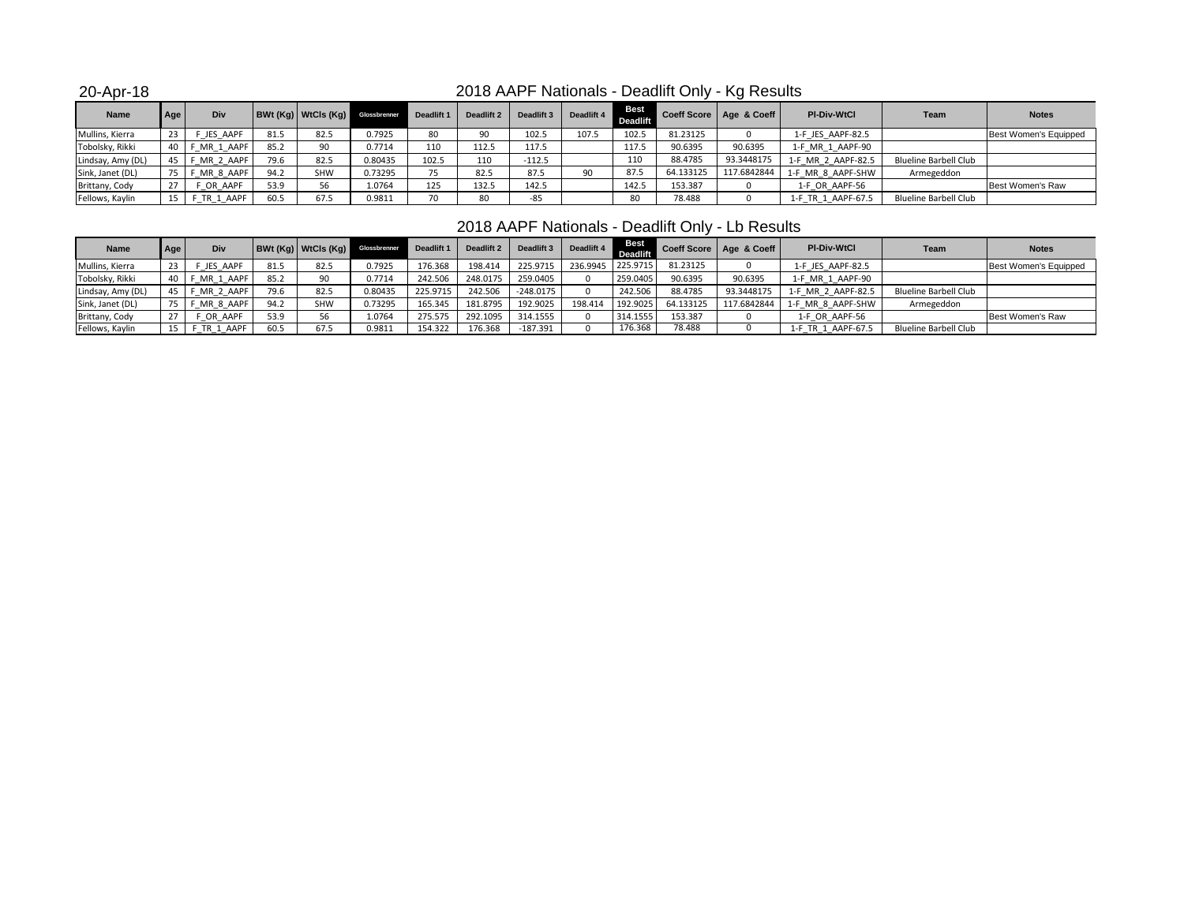20-Apr-18

## 2018 AAPF Nationals - Deadlift Only - Kg Results

| Name | Age | Div | BWt (Kg) | WtCls (Kg) | Glossbrenner | Deadlift 1 | Deadlift 2 | Deadlift 3 | Deadlift 4 | Best Deadlift | Coeff Score | Age & Coeff | Pl-Div-WtCl | Team | Notes |
|---|---|---|---|---|---|---|---|---|---|---|---|---|---|---|---|
| Mullins, Kierra | 23 | F_JES_AAPF | 81.5 | 82.5 | 0.7925 | 80 | 90 | 102.5 | 107.5 | 102.5 | 81.23125 | 0 | 1-F_JES_AAPF-82.5 | | Best Women's Equipped |
| Tobolsky, Rikki | 40 | F_MR_1_AAPF | 85.2 | 90 | 0.7714 | 110 | 112.5 | 117.5 | | 117.5 | 90.6395 | 90.6395 | 1-F_MR_1_AAPF-90 | | |
| Lindsay, Amy (DL) | 45 | F_MR_2_AAPF | 79.6 | 82.5 | 0.80435 | 102.5 | 110 | -112.5 | | 110 | 88.4785 | 93.3448175 | 1-F_MR_2_AAPF-82.5 | Blueline Barbell Club | |
| Sink, Janet (DL) | 75 | F_MR_8_AAPF | 94.2 | SHW | 0.73295 | 75 | 82.5 | 87.5 | 90 | 87.5 | 64.133125 | 117.6842844 | 1-F_MR_8_AAPF-SHW | Armegeddon | |
| Brittany, Cody | 27 | F_OR_AAPF | 53.9 | 56 | 1.0764 | 125 | 132.5 | 142.5 | | 142.5 | 153.387 | 0 | 1-F_OR_AAPF-56 | | Best Women's Raw |
| Fellows, Kaylin | 15 | F_TR_1_AAPF | 60.5 | 67.5 | 0.9811 | 70 | 80 | -85 | | 80 | 78.488 | 0 | 1-F_TR_1_AAPF-67.5 | Blueline Barbell Club | |

## 2018 AAPF Nationals - Deadlift Only - Lb Results

| Name | Age | Div | BWt (Kg) | WtCls (Kg) | Glossbrenner | Deadlift 1 | Deadlift 2 | Deadlift 3 | Deadlift 4 | Best Deadlift | Coeff Score | Age & Coeff | Pl-Div-WtCl | Team | Notes |
|---|---|---|---|---|---|---|---|---|---|---|---|---|---|---|---|
| Mullins, Kierra | 23 | F_JES_AAPF | 81.5 | 82.5 | 0.7925 | 176.368 | 198.414 | 225.9715 | 236.9945 | 225.9715 | 81.23125 | 0 | 1-F_JES_AAPF-82.5 | | Best Women's Equipped |
| Tobolsky, Rikki | 40 | F_MR_1_AAPF | 85.2 | 90 | 0.7714 | 242.506 | 248.0175 | 259.0405 | 0 | 259.0405 | 90.6395 | 90.6395 | 1-F_MR_1_AAPF-90 | | |
| Lindsay, Amy (DL) | 45 | F_MR_2_AAPF | 79.6 | 82.5 | 0.80435 | 225.9715 | 242.506 | -248.0175 | 0 | 242.506 | 88.4785 | 93.3448175 | 1-F_MR_2_AAPF-82.5 | Blueline Barbell Club | |
| Sink, Janet (DL) | 75 | F_MR_8_AAPF | 94.2 | SHW | 0.73295 | 165.345 | 181.8795 | 192.9025 | 198.414 | 192.9025 | 64.133125 | 117.6842844 | 1-F_MR_8_AAPF-SHW | Armegeddon | |
| Brittany, Cody | 27 | F_OR_AAPF | 53.9 | 56 | 1.0764 | 275.575 | 292.1095 | 314.1555 | 0 | 314.1555 | 153.387 | 0 | 1-F_OR_AAPF-56 | | Best Women's Raw |
| Fellows, Kaylin | 15 | F_TR_1_AAPF | 60.5 | 67.5 | 0.9811 | 154.322 | 176.368 | -187.391 | 0 | 176.368 | 78.488 | 0 | 1-F_TR_1_AAPF-67.5 | Blueline Barbell Club | |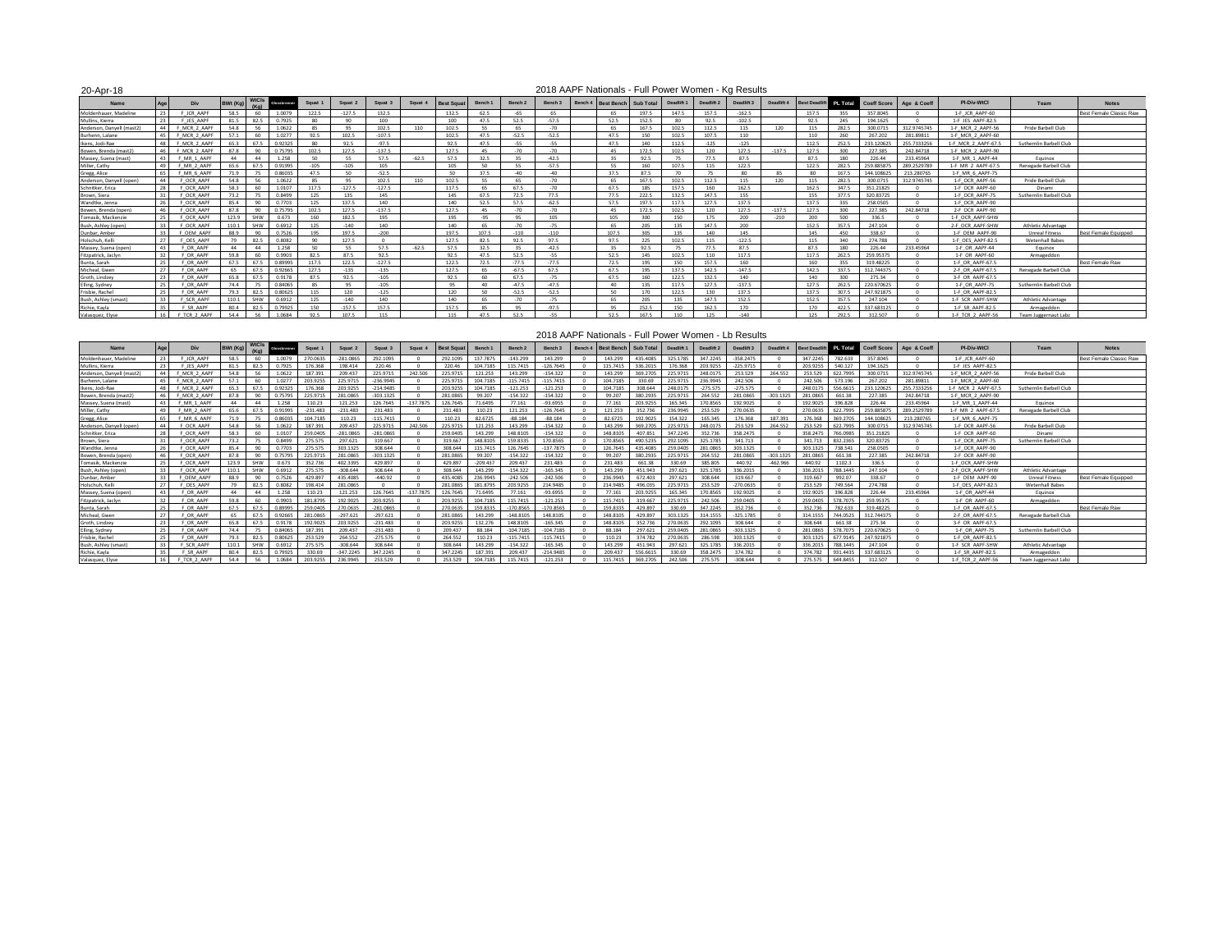20-Apr-18

# 2018 AAPF Nationals - Full Power Women - Kg Results

| Name | Age | Div | BWt (Kg) | WtCls (Kg) | Glossbrenner | Squat 1 | Squat 2 | Squat 3 | Squat 4 | Best Squat | Bench 1 | Bench 2 | Bench 3 | Bench 4 | Best Bench | Sub Total | Deadlift 1 | Deadlift 2 | Deadlift 3 | Deadlift 4 | Best Deadlift | PL Total | Coeff Score | Age & Coeff | Pl-Div-WtCl | Team | Notes |
|---|---|---|---|---|---|---|---|---|---|---|---|---|---|---|---|---|---|---|---|---|---|---|---|---|---|---|---|
| Moldenhauer, Madeline | 23 | F_JCR_AAPF | 58.5 | 60 | 1.0079 | 122.5 | -127.5 | 132.5 | | 132.5 | 62.5 | -65 | 65 | | 65 | 197.5 | 147.5 | 157.5 | -162.5 | | 157.5 | 355 | 357.8045 | 0 | 1-F_JCR_AAPF-60 | | Best Female Classic Raw |
| Mullins, Kierra | 23 | F_JES_AAPF | 81.5 | 82.5 | 0.7925 | 80 | 90 | 100 | | 100 | 47.5 | 52.5 | -57.5 | | 52.5 | 152.5 | 80 | 92.5 | -102.5 | | 92.5 | 245 | 194.1625 | 0 | 1-F_JES_AAPF-82.5 | | |
| Anderson, Danyell (mast2) | 44 | F_MCR_2_AAPF | 54.8 | 56 | 1.0622 | 85 | 95 | 102.5 | 110 | 102.5 | 55 | 65 | -70 | | 65 | 167.5 | 102.5 | 112.5 | 115 | 120 | 115 | 282.5 | 300.0715 | 312.9745745 | 1-F_MCR_2_AAPF-56 | Pride Barbell Club | |
| Burhenn, Lalane | 45 | F_MCR_2_AAPF | 57.1 | 60 | 1.0277 | 92.5 | 102.5 | -107.5 | | 102.5 | 47.5 | -52.5 | -52.5 | | 47.5 | 150 | 102.5 | 107.5 | 110 | | 110 | 260 | 267.202 | 281.89811 | 1-F_MCR_2_AAPF-60 | | |
| Ikens, Jodi-Rae | 48 | F_MCR_2_AAPF | 65.3 | 67.5 | 0.92325 | 80 | 92.5 | -97.5 | | 92.5 | 47.5 | -55 | -55 | | 47.5 | 140 | 112.5 | -125 | -125 | | 112.5 | 252.5 | 233.120625 | 255.7333256 | 1-F_MCR_2_AAPF-67.5 | Sutherlin Barbell Club | |
| Bowen, Brenda (mast2) | 46 | F_MCR_2_AAPF | 87.8 | 90 | 0.75795 | 102.5 | 127.5 | -137.5 | | 127.5 | 45 | -70 | -70 | | 45 | 172.5 | 102.5 | 120 | 127.5 | -137.5 | 127.5 | 300 | 227.385 | 242.84718 | 1-F_MCR_2_AAPF-90 | | |
| Massey, Suena (mast) | 43 | F_MR_1_AAPF | 44 | 44 | 1.258 | 50 | 55 | 57.5 | -62.5 | 57.5 | 32.5 | 35 | -42.5 | | 35 | 92.5 | 75 | 77.5 | 87.5 | | 87.5 | 180 | 226.44 | 233.45964 | 1-F_MR_1_AAPF-44 | Equinox | |
| Miller, Cathy | 49 | F_MR_2_AAPF | 65.6 | 67.5 | 0.91995 | -105 | -105 | 105 | | 105 | 50 | 55 | -57.5 | | 55 | 160 | 107.5 | 115 | 122.5 | | 122.5 | 282.5 | 259.885875 | 289.2529789 | 1-F_MR_2_AAPF-67.5 | Renegade Barbell Club | |
| Gregg, Alice | 65 | F_MR_6_AAPF | 71.9 | 75 | 0.86035 | 47.5 | 50 | -52.5 | | 50 | 37.5 | -40 | -40 | | 37.5 | 87.5 | 70 | 75 | 80 | 85 | 80 | 167.5 | 144.108625 | 213.280765 | 1-F_MR_6_AAPF-75 | | |
| Anderson, Danyell (open) | 44 | F_OCR_AAPF | 54.8 | 56 | 1.0622 | 85 | 95 | 102.5 | 110 | 102.5 | 55 | 65 | -70 | | 65 | 167.5 | 102.5 | 112.5 | 115 | 120 | 115 | 282.5 | 300.0715 | 312.9745745 | 1-F_OCR_AAPF-56 | Pride Barbell Club | |
| Schnitker, Erica | 28 | F_OCR_AAPF | 58.3 | 60 | 1.0107 | 117.5 | -127.5 | -127.5 | | 117.5 | 65 | 67.5 | -70 | | 67.5 | 185 | 157.5 | 160 | 162.5 | | 162.5 | 347.5 | 351.21825 | 0 | 1-F_OCR_AAPF-60 | Dinami | |
| Brown, Siera | 31 | F_OCR_AAPF | 73.2 | 75 | 0.8499 | 125 | 135 | 145 | | 145 | 67.5 | 72.5 | 77.5 | | 77.5 | 222.5 | 132.5 | 147.5 | 155 | | 155 | 377.5 | 320.83725 | 0 | 1-F_OCR_AAPF-75 | Sutherlin Barbell Club | |
| Wandtke, Jenna | 26 | F_OCR_AAPF | 85.4 | 90 | 0.7703 | 125 | 137.5 | 140 | | 140 | 52.5 | 57.5 | -62.5 | | 57.5 | 197.5 | 117.5 | 127.5 | 137.5 | | 137.5 | 335 | 258.0505 | 0 | 1-F_OCR_AAPF-90 | | |
| Bowen, Brenda (open) | 46 | F_OCR_AAPF | 87.8 | 90 | 0.75795 | 102.5 | 127.5 | -137.5 | | 127.5 | 45 | -70 | -70 | | 45 | 172.5 | 102.5 | 120 | 127.5 | -137.5 | 127.5 | 300 | 227.385 | 242.84718 | 2-F_OCR_AAPF-90 | | |
| Tomasik, Mackenzie | 25 | F_OCR_AAPF | 123.9 | SHW | 0.673 | 160 | 182.5 | 195 | | 195 | -95 | 95 | 105 | | 105 | 300 | 150 | 175 | 200 | -210 | 200 | 500 | 336.5 | 0 | 1-F_OCR_AAPF-SHW | | |
| Bush, Ashley (open) | 33 | F_OCR_AAPF | 110.1 | SHW | 0.6912 | 125 | -140 | 140 | | 140 | 65 | -70 | -75 | | 65 | 205 | 135 | 147.5 | 152.5 | | 152.5 | 357.5 | 247.104 | 0 | 2-F_OCR_AAPF-SHW | Athletic Advantage | |
| Dunbar, Amber | 33 | F_OEM_AAPF | 88.9 | 90 | 0.7526 | 195 | 197.5 | -200 | | 197.5 | 107.5 | -110 | -110 | | 107.5 | 305 | 135 | 140 | 145 | | 145 | 450 | 338.67 | 0 | 1-F_OEM_AAPF-90 | Unreal Fitness | Best Female Equipped |
| Holschuh, Kelli | 27 | F_OES_AAPF | 79 | 82.5 | 0.8082 | 90 | 127.5 | 0 | | 127.5 | 82.5 | 92.5 | 97.5 | | 97.5 | 225 | 102.5 | 115 | -122.5 | | 115 | 340 | 274.788 | 0 | 1-F_OES_AAPF-82.5 | Wetenhall Babes | |
| Massey, Suena (open) | 43 | F_OR_AAPF | 44 | 44 | 1.258 | 50 | 55 | 57.5 | -62.5 | 57.5 | 32.5 | 35 | -42.5 | | 35 | 92.5 | 75 | 77.5 | 87.5 | | 87.5 | 180 | 226.44 | 233.45964 | 1-F_OR_AAPF-44 | Equinox | |
| Fitzpatrick, Jaclyn | 32 | F_OR_AAPF | 59.8 | 60 | 0.9903 | 82.5 | 87.5 | 92.5 | | 92.5 | 47.5 | 52.5 | -55 | | 52.5 | 145 | 102.5 | 110 | 117.5 | | 117.5 | 262.5 | 259.95375 | 0 | 1-F_OR_AAPF-60 | Armageddon | |
| Bunta, Sarah | 25 | F_OR_AAPF | 67.5 | 67.5 | 0.89995 | 117.5 | 122.5 | -127.5 | | 122.5 | 72.5 | -77.5 | -77.5 | | 72.5 | 195 | 150 | 157.5 | 160 | | 160 | 355 | 319.48225 | 0 | 1-F_OR_AAPF-67.5 | | Best Female Raw |
| Micheel, Gwen | 27 | F_OR_AAPF | 65 | 67.5 | 0.92665 | 127.5 | -135 | -135 | | 127.5 | 65 | -67.5 | 67.5 | | 67.5 | 195 | 137.5 | 142.5 | -147.5 | | 142.5 | 337.5 | 312.744375 | 0 | 2-F_OR_AAPF-67.5 | Renegade Barbell Club | |
| Groth, Lindsey | 23 | F_OR_AAPF | 65.8 | 67.5 | 0.9178 | 87.5 | 92.5 | -105 | | 92.5 | 60 | 67.5 | -75 | | 67.5 | 160 | 122.5 | 132.5 | 140 | | 140 | 300 | 275.34 | 0 | 3-F_OR_AAPF-67.5 | | |
| Elling, Sydney | 25 | F_OR_AAPF | 74.4 | 75 | 0.84065 | 85 | 95 | -105 | | 95 | 40 | -47.5 | -47.5 | | 40 | 135 | 117.5 | 127.5 | -137.5 | | 127.5 | 262.5 | 220.670625 | 0 | 1-F_OR_AAPF-75 | Sutherlin Barbell Club | |
| Frisbie, Rachel | 25 | F_OR_AAPF | 79.3 | 82.5 | 0.80625 | 115 | 120 | -125 | | 120 | 50 | -52.5 | -52.5 | | 50 | 170 | 122.5 | 130 | 137.5 | | 137.5 | 307.5 | 247.921875 | 0 | 1-F_OR_AAPF-82.5 | | |
| Bush, Ashley (smast) | 33 | F_SCR_AAPF | 110.1 | SHW | 0.6912 | 125 | -140 | 140 | | 140 | 65 | -70 | -75 | | 65 | 205 | 135 | 147.5 | 152.5 | | 152.5 | 357.5 | 247.104 | 0 | 1-F_SCR_AAPF-SHW | Athletic Advantage | |
| Richie, Kayla | 35 | F_SR_AAPF | 80.4 | 82.5 | 0.79925 | 150 | -157.5 | 157.5 | | 157.5 | 85 | 95 | -97.5 | | 95 | 252.5 | 150 | 162.5 | 170 | | 170 | 422.5 | 337.683125 | 0 | 1-F_SR_AAPF-82.5 | Armageddon | |
| Valasquez, Elyse | 16 | F_TCR_2_AAPF | 54.4 | 56 | 1.0684 | 92.5 | 107.5 | 115 | | 115 | 47.5 | 52.5 | -55 | | 52.5 | 167.5 | 110 | 125 | -140 | | 125 | 292.5 | 312.507 | 0 | 1-F_TCR_2_AAPF-56 | Team Juggernaut Labz | |

# 2018 AAPF Nationals - Full Power Women - Lb Results

| Name | Age | Div | BWt (Kg) | WtCls (Kg) | Glossbrenner | Squat 1 | Squat 2 | Squat 3 | Squat 4 | Best Squat | Bench 1 | Bench 2 | Bench 3 | Bench 4 | Best Bench | Sub Total | Deadlift 1 | Deadlift 2 | Deadlift 3 | Deadlift 4 | Best Deadlift | PL Total | Coeff Score | Age & Coeff | Pl-Div-WtCl | Team | Notes |
|---|---|---|---|---|---|---|---|---|---|---|---|---|---|---|---|---|---|---|---|---|---|---|---|---|---|---|---|
| Moldenhauer, Madeline | 23 | F_JCR_AAPF | 58.5 | 60 | 1.0079 | 270.0635 | -281.0865 | 292.1095 | 0 | 292.1095 | 137.7875 | -143.299 | 143.299 | 0 | 143.299 | 435.4085 | 325.1785 | 347.2245 | -358.2475 | 0 | 347.2245 | 782.633 | 357.8045 | 0 | 1-F_JCR_AAPF-60 | | Best Female Classic Raw |
| Mullins, Kierra | 23 | F_JES_AAPF | 81.5 | 82.5 | 0.7925 | 176.368 | 198.414 | 220.46 | 0 | 220.46 | 104.7185 | 115.7415 | -126.7645 | 0 | 115.7415 | 336.2015 | 176.368 | 203.9255 | -225.9715 | 0 | 203.9255 | 540.127 | 194.1625 | 0 | 1-F_JES_AAPF-82.5 | | |
| Anderson, Danyell (mast2) | 44 | F_MCR_2_AAPF | 54.8 | 56 | 1.0622 | 187.391 | 209.437 | 225.9715 | 242.506 | 225.9715 | 121.253 | 143.299 | -154.322 | 0 | 143.299 | 369.2705 | 225.9715 | 248.0175 | 253.529 | 264.552 | 253.529 | 622.7995 | 300.0715 | 312.9745745 | 1-F_MCR_2_AAPF-56 | Pride Barbell Club | |
| Burhenn, Lalane | 45 | F_MCR_2_AAPF | 57.1 | 60 | 1.0277 | 203.9255 | 225.9715 | -236.9945 | 0 | 225.9715 | 104.7185 | -115.7415 | -115.7415 | 0 | 104.7185 | 330.69 | 225.9715 | 236.9945 | 242.506 | 0 | 242.506 | 573.196 | 267.202 | 281.89811 | 1-F_MCR_2_AAPF-60 | | |
| Ikens, Jodi-Rae | 48 | F_MCR_2_AAPF | 65.3 | 67.5 | 0.92325 | 176.368 | 203.9255 | -214.9485 | 0 | 203.9255 | 104.7185 | -121.253 | -121.253 | 0 | 104.7185 | 308.644 | 248.0175 | -275.575 | -275.575 | 0 | 248.0175 | 556.6615 | 233.120625 | 255.7333256 | 1-F_MCR_2_AAPF-67.5 | Sutherlin Barbell Club | |
| Bowen, Brenda (mast2) | 46 | F_MCR_2_AAPF | 87.8 | 90 | 0.75795 | 225.9715 | 281.0865 | -303.1325 | 0 | 281.0865 | 99.207 | -154.322 | -154.322 | 0 | 99.207 | 380.2935 | 225.9715 | 264.552 | 281.0865 | -303.1325 | 281.0865 | 661.38 | 227.385 | 242.84718 | 1-F_MCR_2_AAPF-90 | | |
| Massey, Suena (mast) | 43 | F_MR_1_AAPF | 44 | 44 | 1.258 | 110.23 | 121.253 | 126.7645 | -137.7875 | 126.7645 | 71.6495 | 77.161 | -93.6955 | 0 | 77.161 | 203.9255 | 165.345 | 170.8565 | 192.9025 | 0 | 192.9025 | 396.828 | 226.44 | 233.45964 | 1-F_MR_1_AAPF-44 | Equinox | |
| Miller, Cathy | 49 | F_MR_2_AAPF | 65.6 | 67.5 | 0.91995 | -231.483 | -231.483 | 231.483 | 0 | 231.483 | 110.23 | 121.253 | -126.7645 | 0 | 121.253 | 352.736 | 236.9945 | 253.529 | 270.0635 | 0 | 270.0635 | 622.7995 | 259.885875 | 289.2529789 | 1-F_MR_2_AAPF-67.5 | Renegade Barbell Club | |
| Gregg, Alice | 65 | F_MR_6_AAPF | 71.9 | 75 | 0.86035 | 104.7185 | 110.23 | -115.7415 | 0 | 110.23 | 82.6725 | -88.184 | -88.184 | 0 | 82.6725 | 192.9025 | 154.322 | 165.345 | 176.368 | 187.391 | 176.368 | 369.2705 | 144.108625 | 213.280765 | 1-F_MR_6_AAPF-75 | | |
| Anderson, Danyell (open) | 44 | F_OCR_AAPF | 54.8 | 56 | 1.0622 | 187.391 | 209.437 | 225.9715 | 242.506 | 225.9715 | 121.253 | 143.299 | -154.322 | 0 | 143.299 | 369.2705 | 225.9715 | 248.0175 | 253.529 | 264.552 | 253.529 | 622.7995 | 300.0715 | 312.9745745 | 1-F_OCR_AAPF-56 | Pride Barbell Club | |
| Schnitker, Erica | 28 | F_OCR_AAPF | 58.3 | 60 | 1.0107 | 259.0405 | -281.0865 | -281.0865 | 0 | 259.0405 | 143.299 | 148.8105 | -154.322 | 0 | 148.8105 | 407.851 | 347.2245 | 352.736 | 358.2475 | 0 | 358.2475 | 766.0985 | 351.21825 | 0 | 1-F_OCR_AAPF-60 | Dinami | |
| Brown, Siera | 31 | F_OCR_AAPF | 73.2 | 75 | 0.8499 | 275.575 | 297.621 | 319.667 | 0 | 319.667 | 148.8105 | 159.8335 | 170.8565 | 0 | 170.8565 | 490.5235 | 292.1095 | 325.1785 | 341.713 | 0 | 341.713 | 832.2365 | 320.83725 | 0 | 1-F_OCR_AAPF-75 | Sutherlin Barbell Club | |
| Wandtke, Jenna | 26 | F_OCR_AAPF | 85.4 | 90 | 0.7703 | 275.575 | 303.1325 | 308.644 | 0 | 308.644 | 115.7415 | 126.7645 | -137.7875 | 0 | 126.7645 | 435.4085 | 259.0405 | 281.0865 | 303.1325 | 0 | 303.1325 | 738.541 | 258.0505 | 0 | 1-F_OCR_AAPF-90 | | |
| Bowen, Brenda (open) | 46 | F_OCR_AAPF | 87.8 | 90 | 0.75795 | 225.9715 | 281.0865 | -303.1325 | 0 | 281.0865 | 99.207 | -154.322 | -154.322 | 0 | 99.207 | 380.2935 | 225.9715 | 264.552 | 281.0865 | -303.1325 | 281.0865 | 661.38 | 227.385 | 242.84718 | 2-F_OCR_AAPF-90 | | |
| Tomasik, Mackenzie | 25 | F_OCR_AAPF | 123.9 | SHW | 0.673 | 352.736 | 402.3395 | 429.897 | 0 | 429.897 | -209.437 | 209.437 | 231.483 | 0 | 231.483 | 661.38 | 330.69 | 385.805 | 440.92 | -462.966 | 440.92 | 1102.3 | 336.5 | 0 | 1-F_OCR_AAPF-SHW | | |
| Bush, Ashley (open) | 33 | F_OCR_AAPF | 110.1 | SHW | 0.6912 | 275.575 | -308.644 | 308.644 | 0 | 308.644 | 143.299 | -154.322 | -165.345 | 0 | 143.299 | 451.943 | 297.621 | 325.1785 | 336.2015 | 0 | 336.2015 | 788.1445 | 247.104 | 0 | 2-F_OCR_AAPF-SHW | Athletic Advantage | |
| Dunbar, Amber | 33 | F_OEM_AAPF | 88.9 | 90 | 0.7526 | 429.897 | 435.4085 | -440.92 | 0 | 435.4085 | 236.9945 | -242.506 | -242.506 | 0 | 236.9945 | 672.403 | 297.621 | 308.644 | 319.667 | 0 | 319.667 | 992.07 | 338.67 | 0 | 1-F_OEM_AAPF-90 | Unreal Fitness | Best Female Equipped |
| Holschuh, Kelli | 27 | F_OES_AAPF | 79 | 82.5 | 0.8082 | 198.414 | 281.0865 | 0 | 0 | 281.0865 | 181.8795 | 203.9255 | 214.9485 | 0 | 214.9485 | 496.035 | 225.9715 | 253.529 | -270.0635 | 0 | 253.529 | 749.564 | 274.788 | 0 | 1-F_OES_AAPF-82.5 | Wetenhall Babes | |
| Massey, Suena (open) | 43 | F_OR_AAPF | 44 | 44 | 1.258 | 110.23 | 121.253 | 126.7645 | -137.7875 | 126.7645 | 71.6495 | 77.161 | -93.6955 | 0 | 77.161 | 203.9255 | 165.345 | 170.8565 | 192.9025 | 0 | 192.9025 | 396.828 | 226.44 | 233.45964 | 1-F_OR_AAPF-44 | Equinox | |
| Fitzpatrick, Jaclyn | 32 | F_OR_AAPF | 59.8 | 60 | 0.9903 | 181.8795 | 192.9025 | 203.9255 | 0 | 203.9255 | 104.7185 | 115.7415 | -121.253 | 0 | 115.7415 | 319.667 | 225.9715 | 242.506 | 259.0405 | 0 | 259.0405 | 578.7075 | 259.95375 | 0 | 1-F_OR_AAPF-60 | Armageddon | |
| Bunta, Sarah | 25 | F_OR_AAPF | 67.5 | 67.5 | 0.89995 | 259.0405 | 270.0635 | -281.0865 | 0 | 270.0635 | 159.8335 | -170.8565 | -170.8565 | 0 | 159.8335 | 429.897 | 330.69 | 347.2245 | 352.736 | 0 | 352.736 | 782.633 | 319.48225 | 0 | 1-F_OR_AAPF-67.5 | | Best Female Raw |
| Micheel, Gwen | 27 | F_OR_AAPF | 65 | 67.5 | 0.92665 | 281.0865 | -297.621 | -297.621 | 0 | 281.0865 | 143.299 | -148.8105 | 148.8105 | 0 | 148.8105 | 429.897 | 303.1325 | 314.1555 | -325.1785 | 0 | 314.1555 | 744.0525 | 312.744375 | 0 | 2-F_OR_AAPF-67.5 | Renegade Barbell Club | |
| Groth, Lindsey | 23 | F_OR_AAPF | 65.8 | 67.5 | 0.9178 | 192.9025 | 203.9255 | -231.483 | 0 | 203.9255 | 132.276 | 148.8105 | -165.345 | 0 | 148.8105 | 352.736 | 270.0635 | 292.1095 | 308.644 | 0 | 308.644 | 661.38 | 275.34 | 0 | 3-F_OR_AAPF-67.5 | | |
| Elling, Sydney | 25 | F_OR_AAPF | 74.4 | 75 | 0.84065 | 187.391 | 209.437 | -231.483 | 0 | 209.437 | 88.184 | -104.7185 | -104.7185 | 0 | 88.184 | 297.621 | 259.0405 | 281.0865 | -303.1325 | 0 | 281.0865 | 578.7075 | 220.670625 | 0 | 1-F_OR_AAPF-75 | Sutherlin Barbell Club | |
| Frisbie, Rachel | 25 | F_OR_AAPF | 79.3 | 82.5 | 0.80625 | 253.529 | 264.552 | -275.575 | 0 | 264.552 | 110.23 | -115.7415 | -115.7415 | 0 | 110.23 | 374.782 | 270.0635 | 286.598 | 303.1325 | 0 | 303.1325 | 677.9145 | 247.921875 | 0 | 1-F_OR_AAPF-82.5 | | |
| Bush, Ashley (smast) | 33 | F_SCR_AAPF | 110.1 | SHW | 0.6912 | 275.575 | -308.644 | 308.644 | 0 | 308.644 | 143.299 | -154.322 | -165.345 | 0 | 143.299 | 451.943 | 297.621 | 325.1785 | 336.2015 | 0 | 336.2015 | 788.1445 | 247.104 | 0 | 1-F_SCR_AAPF-SHW | Athletic Advantage | |
| Richie, Kayla | 35 | F_SR_AAPF | 80.4 | 82.5 | 0.79925 | 330.69 | -347.2245 | 347.2245 | 0 | 347.2245 | 187.391 | 209.437 | -214.9485 | 0 | 209.437 | 556.6615 | 330.69 | 358.2475 | 374.782 | 0 | 374.782 | 931.4435 | 337.683125 | 0 | 1-F_SR_AAPF-82.5 | Armageddon | |
| Valasquez, Elyse | 16 | F_TCR_2_AAPF | 54.4 | 56 | 1.0684 | 203.9255 | 236.9945 | 253.529 | 0 | 253.529 | 104.7185 | 115.7415 | -121.253 | 0 | 115.7415 | 369.2705 | 242.506 | 275.575 | -308.644 | 0 | 275.575 | 644.8455 | 312.507 | 0 | 1-F_TCR_2_AAPF-56 | Team Juggernaut Labz | |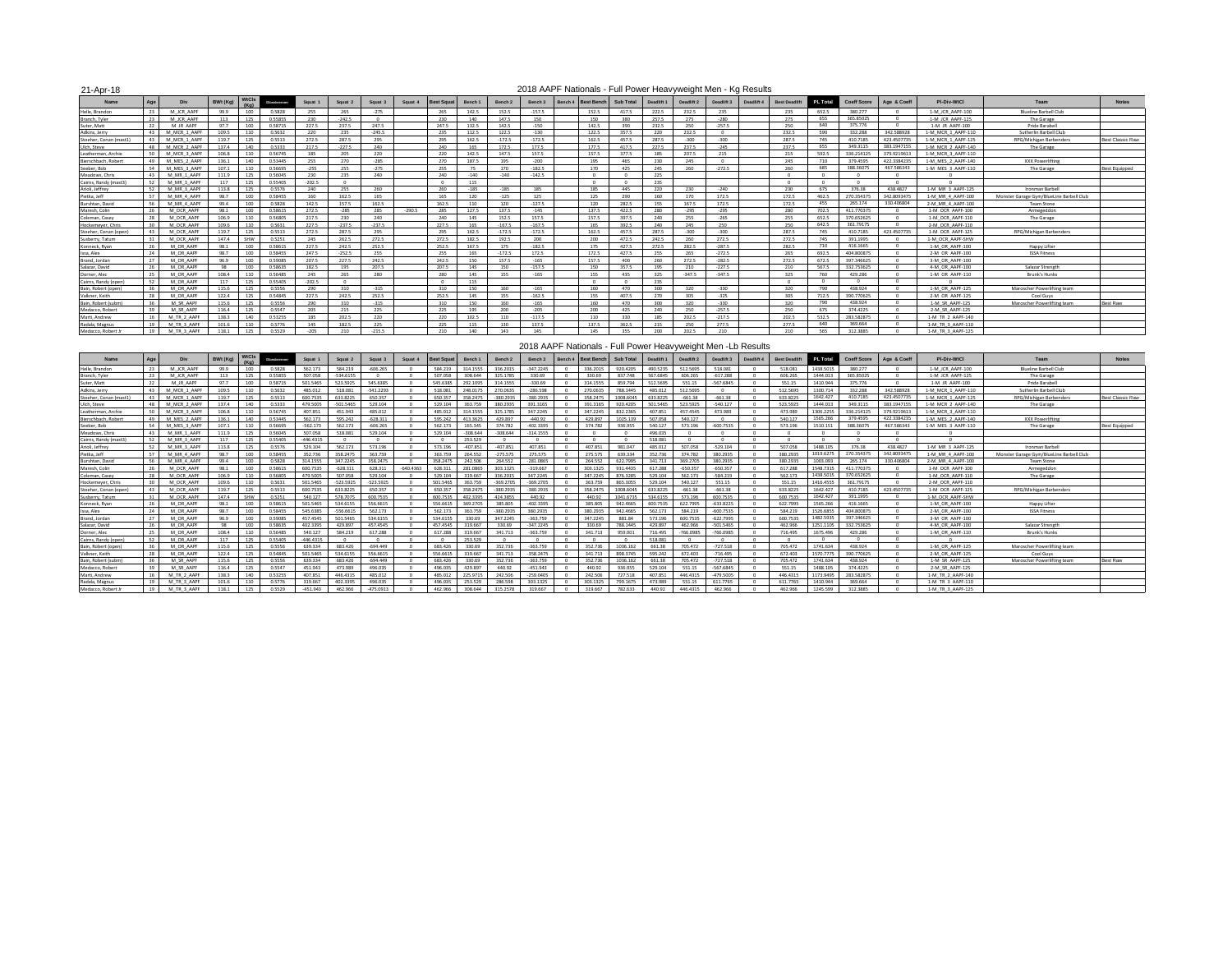21-Apr-18

## 2018 AAPF Nationals - Full Power Heavyweight Men - Kg Results

| Name | Age | Div | BWt (Kg) | WtCls (Kg) | Glossbrenner | Squat 1 | Squat 2 | Squat 3 | Squat 4 | Best Squat | Bench 1 | Bench 2 | Bench 3 | Bench 4 | Best Bench | Sub Total | Deadlift 1 | Deadlift 2 | Deadlift 3 | Deadlift 4 | Best Deadlift | PL Total | Coeff Score | Age & Coeff | Pl-Div-WtCl | Team | Notes |
|---|---|---|---|---|---|---|---|---|---|---|---|---|---|---|---|---|---|---|---|---|---|---|---|---|---|---|---|
| Helle, Brandon | 23 | M_JCR_AAPF | 99.9 | 100 | 0.5828 | 255 | 265 | -275 | | 265 | 142.5 | 152.5 | -157.5 | | 152.5 | 417.5 | 222.5 | 232.5 | 235 | | 235 | 652.5 | 380.277 | 0 | 1-M_JCR_AAPF-100 | Blueline Barbell Club | |
| Branch, Tyler | 23 | M_JCR_AAPF | 113 | 125 | 0.55855 | 230 | -242.5 | 0 | | 230 | 140 | 147.5 | 150 | | 150 | 380 | 257.5 | 275 | -280 | | 275 | 655 | 365.85025 | 0 | 1-M_JCR_AAPF-125 | The Garage | |
| Suter, Matt | 22 | M_JR_AAPF | 97.7 | 100 | 0.58715 | 227.5 | 237.5 | 247.5 | | 247.5 | 132.5 | 142.5 | -150 | | 142.5 | 390 | 232.5 | 250 | -257.5 | | 250 | 640 | 375.776 | 0 | 1-M_JR_AAPF-100 | Pride Barabell | |
| Adkins, Jerry | 43 | M_MCR_1_AAPF | 109.5 | 110 | 0.5632 | 220 | 235 | -245.5 | | 235 | 112.5 | 122.5 | -130 | | 122.5 | 357.5 | 220 | 232.5 | 0 | | 232.5 | 590 | 332.288 | 342.588928 | 1-M_MCR_1_AAPF-110 | Sutherlin Barbell Club | |
| Stoeher, Conan (mast1) | 43 | M_MCR_1_AAPF | 119.7 | 125 | 0.5513 | 272.5 | 287.5 | 295 | | 295 | 162.5 | -172.5 | -172.5 | | 162.5 | 457.5 | 287.5 | -300 | -300 | | 287.5 | 745 | 410.7185 | 423.4507735 | 1-M_MCR_1_AAPF-125 | RPG/Michigan Barbenders | Best Classic Raw |
| Ulch, Steve | 48 | M_MCR_2_AAPF | 137.4 | 140 | 0.5333 | 217.5 | -227.5 | 240 | | 240 | 165 | 172.5 | 177.5 | | 177.5 | 417.5 | 227.5 | 237.5 | -245 | | 237.5 | 655 | 349.3115 | 383.1947155 | 1-M_MCR_2_AAPF-140 | The Garage | |
| Leatherman, Archie | 50 | M_MCR_3_AAPF | 106.8 | 110 | 0.56745 | 185 | 205 | 220 | | 220 | 142.5 | 147.5 | 157.5 | | 157.5 | 377.5 | 185 | 207.5 | 215 | | 215 | 592.5 | 336.214125 | 379.9219613 | 1-M_MCR_3_AAPF-110 | | |
| Bierschbach, Robert | 49 | M_MES_2_AAPF | 136.1 | 140 | 0.53445 | 255 | 270 | -285 | | 270 | 187.5 | 195 | -200 | | 195 | 465 | 230 | 245 | 0 | | 245 | 710 | 379.4595 | 422.3384235 | 1-M_MES_2_AAPF-140 | XXX Powerlifting | |
| Seeber, Bob | 54 | M_MES_3_AAPF | 107.1 | 110 | 0.56695 | 255 | 255 | 275 | | 255 | 75 | 170 | -182.5 | | 170 | 425 | 245 | 260 | -272.5 | | 260 | 685 | 388.36075 | 467.586343 | 1-M_MES_3_AAPF-110 | The Garage | Best Equipped |
| Meadows, Chris | 43 | M_MR_1_AAPF | 111.9 | 125 | 0.56045 | 230 | 235 | 240 | | 240 | -140 | -140 | -142.5 | | 0 | 0 | 225 | | | | 0 | 0 | 0 | 0 | 0 | | |
| Cairns, Randy (mast3) | 52 | M_MR_3_AAPF | 117 | 125 | 0.55405 | -202.5 | 0 | | | 0 | 115 | | | | 0 | 0 | 235 | | | | 0 | 0 | 0 | 0 | 0 | | |
| Ariok, Jeffrey | 52 | M_MR_3_AAPF | 113.8 | 125 | 0.5576 | 240 | 255 | 260 | | 260 | -185 | -185 | 185 | | 185 | 445 | 220 | 230 | -240 | | 230 | 675 | 376.38 | 438.4827 | 1-M_MR_3_AAPF-125 | Ironman Barbell | |
| Pietka, Jeff | 57 | M_MR_4_AAPF | 98.7 | 100 | 0.58455 | 160 | 162.5 | 165 | | 165 | 120 | -125 | 125 | | 125 | 290 | 160 | 170 | 172.5 | | 172.5 | 462.5 | 270.354375 | 342.8093475 | 1-M_MR_4_AAPF-100 | Monster Garage Gym/BlueLine Barbell Club | |
| Burshtan, David | 56 | M_MR_4_AAPF | 99.4 | 100 | 0.5828 | 142.5 | 157.5 | 162.5 | | 162.5 | 110 | 120 | -127.5 | | 120 | 282.5 | 155 | 167.5 | 172.5 | | 172.5 | 455 | 265.174 | 330.406804 | 2-M_MR_4_AAPF-100 | Team Stone | |
| Maresh, Colin | 26 | M_OCR_AAPF | 98.1 | 100 | 0.58615 | 272.5 | -285 | 285 | -290.5 | 285 | 127.5 | 137.5 | -145 | | 137.5 | 422.5 | 280 | -295 | -295 | | 280 | 702.5 | 411.770375 | 0 | 1-M_OCR_AAPF-100 | Armageddon | |
| Coleman, Casey | 28 | M_OCR_AAPF | 106.9 | 110 | 0.56805 | 217.5 | 230 | 240 | | 240 | 145 | 152.5 | 157.5 | | 157.5 | 397.5 | 240 | 255 | -265 | | 255 | 652.5 | 370.652625 | 0 | 1-M_OCR_AAPF-110 | The Garage | |
| Hockemeyer, Chris | 30 | M_OCR_AAPF | 109.6 | 110 | 0.5631 | 227.5 | -237.5 | -237.5 | | 227.5 | 165 | -167.5 | -167.5 | | 165 | 392.5 | 240 | 245 | 250 | | 250 | 642.5 | 361.79175 | 0 | 2-M_OCR_AAPF-110 | | |
| Stoeher, Conan (open) | 43 | M_OCR_AAPF | 119.7 | 125 | 0.5513 | 272.5 | 287.5 | 295 | | 295 | 162.5 | -172.5 | -172.5 | | 162.5 | 457.5 | 287.5 | -300 | -300 | | 287.5 | 745 | 410.7185 | 423.4507735 | 1-M_OCR_AAPF-125 | RPG/Michigan Barbenders | |
| Susberry, Tatum | 31 | M_OCR_AAPF | 147.4 | SHW | 0.5251 | 245 | 262.5 | 272.5 | | 272.5 | 182.5 | 192.5 | 200 | | 200 | 472.5 | 242.5 | 260 | 272.5 | | 272.5 | 745 | 391.1995 | 0 | 1-M_OCR_AAPF-SHW | | |
| Konneck, Ryan | 26 | M_OR_AAPF | 98.1 | 100 | 0.58615 | 227.5 | 242.5 | 252.5 | | 252.5 | 167.5 | 175 | -182.5 | | 175 | 427.5 | 272.5 | 282.5 | -287.5 | | 282.5 | 710 | 416.1665 | 0 | 1-M_OR_AAPF-100 | Happy Lifter | |
| Issa, Alex | 24 | M_OR_AAPF | 98.7 | 100 | 0.58455 | 247.5 | -252.5 | 255 | | 255 | 165 | -172.5 | 172.5 | | 172.5 | 427.5 | 255 | 265 | -272.5 | | 265 | 692.5 | 404.800875 | 0 | 2-M_OR_AAPF-100 | ISSA Fitness | |
| Brand, Jordan | 27 | M_OR_AAPF | 96.9 | 100 | 0.59085 | 207.5 | 227.5 | 242.5 | | 242.5 | 150 | 157.5 | -165 | | 157.5 | 400 | 260 | 272.5 | -282.5 | | 272.5 | 672.5 | 397.346625 | 0 | 3-M_OR_AAPF-100 | | |
| Salazar, David | 26 | M_OR_AAPF | 98 | 100 | 0.58635 | 182.5 | 195 | 207.5 | | 207.5 | 145 | 150 | -157.5 | | 150 | 357.5 | 195 | 210 | -227.5 | | 210 | 567.5 | 332.753625 | 0 | 4-M_OR_AAPF-100 | Salazar Strength | |
| Dorner, Alec | 25 | M_OR_AAPF | 108.4 | 110 | 0.56485 | 245 | 265 | 280 | | 280 | 145 | 155 | -165 | | 155 | 435 | 325 | -347.5 | -347.5 | | 325 | 760 | 429.286 | 0 | 1-M_OR_AAPF-110 | Brunk's Hunks | |
| Cairns, Randy (open) | 52 | M_OR_AAPF | 117 | 125 | 0.55405 | -202.5 | 0 | | | 0 | 115 | | | | 0 | 0 | 235 | | | | 0 | 0 | 0 | 0 | 0 | | |
| Bain, Robert (open) | 36 | M_OR_AAPF | 115.6 | 125 | 0.5556 | 290 | 310 | -315 | | 310 | 150 | 160 | -165 | | 160 | 470 | 300 | 320 | -330 | | 320 | 790 | 438.924 | 0 | 1-M_OR_AAPF-125 | Maroscher Powerlifting team | |
| Valkner, Keith | 28 | M_OR_AAPF | 122.4 | 125 | 0.54845 | 227.5 | 242.5 | 252.5 | | 252.5 | 145 | 155 | -162.5 | | 155 | 407.5 | 270 | 305 | -325 | | 305 | 712.5 | 390.770625 | 0 | 2-M_OR_AAPF-125 | Cool Guys | |
| Bain, Robert (subm) | 36 | M_SR_AAPF | 115.6 | 125 | 0.5556 | 290 | 310 | -315 | | 310 | 150 | 160 | -165 | | 160 | 470 | 300 | 320 | -330 | | 320 | 790 | 438.924 | 0 | 1-M_SR_AAPF-125 | Maroscher Powerlifting team | Best Raw |
| Medacco, Robert | 39 | M_SR_AAPF | 116.4 | 125 | 0.5547 | 205 | 215 | 225 | | 225 | 195 | 200 | -205 | | 200 | 425 | 240 | 250 | -257.5 | | 250 | 675 | 374.4225 | 0 | 2-M_SR_AAPF-125 | | |
| Mertz, Andrew | 16 | M_TR_2_AAPF | 138.3 | 140 | 0.53255 | 185 | 202.5 | 220 | | 220 | 102.5 | 110 | -117.5 | | 110 | 330 | 185 | 202.5 | -217.5 | | 202.5 | 532.5 | 283.582875 | 0 | 1-M_TR_2_AAPF-140 | | |
| Radaila, Magnus | 19 | M_TR_3_AAPF | 101.6 | 110 | 0.5776 | 145 | 182.5 | 225 | | 225 | 145 | 130 | 137.5 | | 137.5 | 362.5 | 215 | 250 | 277.5 | | 277.5 | 640 | 369.664 | 0 | 1-M_TR_3_AAPF-110 | | |
| Medacco, Robert Jr | 19 | M_TR_3_AAPF | 118.1 | 125 | 0.5529 | -205 | 210 | -215.5 | | 210 | 140 | 143 | 145 | | 145 | 355 | 200 | 202.5 | 210 | | 210 | 565 | 312.3885 | 0 | 1-M_TR_3_AAPF-125 | | |

## 2018 AAPF Nationals - Full Power Heavyweight Men -Lb Results

| Name | Age | Div | BWt (Kg) | WtCls (Kg) | Glossbrenner | Squat 1 | Squat 2 | Squat 3 | Squat 4 | Best Squat | Bench 1 | Bench 2 | Bench 3 | Bench 4 | Best Bench | Sub Total | Deadlift 1 | Deadlift 2 | Deadlift 3 | Deadlift 4 | Best Deadlift | PL Total | Coeff Score | Age & Coeff | Pl-Div-WtCl | Team | Notes |
|---|---|---|---|---|---|---|---|---|---|---|---|---|---|---|---|---|---|---|---|---|---|---|---|---|---|---|---|
| Helle, Brandon | 23 | M_JCR_AAPF | 99.9 | 100 | 0.5828 | 562.173 | 584.219 | -606.265 | 0 | 584.219 | 314.1555 | 336.2015 | -347.2245 | 0 | 336.2015 | 920.4205 | 490.5235 | 512.5695 | 518.081 | 0 | 518.081 | 1438.5015 | 380.277 | 0 | 1-M_JCR_AAPF-100 | Blueline Barbell Club | |
| Branch, Tyler | 23 | M_JCR_AAPF | 113 | 125 | 0.55855 | 507.058 | -534.6155 | 0 | 0 | 507.058 | 308.644 | 325.1785 | 330.69 | 0 | 330.69 | 837.748 | 567.6845 | 606.265 | -617.288 | 0 | 606.265 | 1444.013 | 365.85025 | 0 | 1-M_JCR_AAPF-125 | The Garage | |
| Suter, Matt | 22 | M_JR_AAPF | 97.7 | 100 | 0.58715 | 501.5465 | 523.5925 | 545.6385 | 0 | 545.6385 | 292.1095 | 314.1555 | -330.69 | 0 | 314.1555 | 859.794 | 512.5695 | 551.15 | -567.6845 | 0 | 551.15 | 1410.944 | 375.776 | 0 | 1-M_JR_AAPF-100 | Pride Barabell | |
| Adkins, Jerry | 43 | M_MCR_1_AAPF | 109.5 | 110 | 0.5632 | 485.012 | 518.081 | -541.2293 | 0 | 518.081 | 248.0175 | 270.0635 | -286.598 | 0 | 270.0635 | 788.1445 | 485.012 | 512.5695 | 0 | 0 | 512.5695 | 1300.714 | 332.288 | 342.588928 | 1-M_MCR_1_AAPF-110 | Sutherlin Barbell Club | |
| Stoeher, Conan (mast1) | 43 | M_MCR_1_AAPF | 119.7 | 125 | 0.5513 | 600.7535 | 633.8225 | 650.357 | 0 | 650.357 | 358.2475 | -380.2935 | -380.2935 | 0 | 358.2475 | 1008.6045 | 633.8225 | -661.38 | -661.38 | 0 | 633.8225 | 1642.427 | 410.7185 | 423.4507735 | 1-M_MCR_1_AAPF-125 | RPG/Michigan Barbenders | Best Classic Raw |
| Ulch, Steve | 48 | M_MCR_2_AAPF | 137.4 | 140 | 0.5333 | 479.5005 | -501.5465 | 529.104 | 0 | 529.104 | 363.759 | 380.2935 | 391.3165 | 0 | 391.3165 | 920.4205 | 501.5465 | 523.5925 | -540.127 | 0 | 523.5925 | 1444.013 | 349.3115 | 383.1947155 | 1-M_MCR_2_AAPF-140 | The Garage | |
| Leatherman, Archie | 50 | M_MCR_3_AAPF | 106.8 | 110 | 0.56745 | 407.851 | 451.943 | 485.012 | 0 | 485.012 | 314.1555 | 325.1785 | 347.2245 | 0 | 347.2245 | 832.2365 | 407.851 | 457.4545 | 473.989 | 0 | 473.989 | 1306.2255 | 336.214125 | 379.9219613 | 1-M_MCR_3_AAPF-110 | | |
| Bierschbach, Robert | 49 | M_MES_2_AAPF | 136.1 | 140 | 0.53445 | 562.173 | 595.242 | -628.311 | 0 | 595.242 | 413.3625 | 429.897 | -440.92 | 0 | 429.897 | 1025.139 | 507.058 | 540.127 | 0 | 0 | 540.127 | 1565.266 | 379.4595 | 422.3384235 | 1-M_MES_2_AAPF-140 | XXX Powerlifting | |
| Seeber, Bob | 54 | M_MES_3_AAPF | 107.1 | 110 | 0.56695 | 562.173 | 562.173 | 606.265 | 0 | 562.173 | 165.345 | 374.782 | -402.3395 | 0 | 374.782 | 936.955 | 540.127 | 573.196 | -600.7535 | 0 | 573.196 | 1510.151 | 388.36075 | 467.586343 | 1-M_MES_3_AAPF-110 | The Garage | Best Equipped |
| Meadows, Chris | 43 | M_MR_1_AAPF | 111.9 | 125 | 0.56045 | 507.058 | 518.081 | 529.104 | 0 | 529.104 | -308.644 | -308.644 | -314.1555 | 0 | 0 | 0 | 496.035 | 0 | 0 | 0 | 0 | 0 | 0 | 0 | 0 | | |
| Cairns, Randy (mast3) | 52 | M_MR_3_AAPF | 117 | 125 | 0.55405 | -446.4315 | 0 | 0 | 0 | 0 | 253.529 | 0 | 0 | 0 | 0 | 0 | 518.081 | 0 | 0 | 0 | 0 | 0 | 0 | 0 | 0 | | |
| Ariok, Jeffrey | 52 | M_MR_3_AAPF | 113.8 | 125 | 0.5576 | 529.104 | 562.173 | 573.196 | 0 | 573.196 | -407.851 | -407.851 | 407.851 | 0 | 407.851 | 981.047 | 485.012 | 507.058 | -529.104 | 0 | 507.058 | 1488.135 | 376.38 | 438.4827 | 1-M_MR_3_AAPF-125 | Ironman Barbell | |
| Pietka, Jeff | 57 | M_MR_4_AAPF | 98.7 | 100 | 0.58455 | 352.736 | 358.2475 | 363.759 | 0 | 363.759 | 264.552 | -275.575 | 275.575 | 0 | 275.575 | 639.334 | 352.736 | 374.782 | 380.2935 | 0 | 380.2935 | 1019.6275 | 270.354375 | 342.8093475 | 1-M_MR_4_AAPF-100 | Monster Garage Gym/BlueLine Barbell Club | |
| Burshtan, David | 56 | M_MR_4_AAPF | 99.4 | 100 | 0.5828 | 314.1555 | 347.2245 | 358.2475 | 0 | 358.2475 | 242.506 | 264.552 | -281.0865 | 0 | 264.552 | 622.7995 | 341.713 | 369.2705 | 380.2935 | 0 | 380.2935 | 1003.093 | 265.174 | 330.406804 | 2-M_MR_4_AAPF-100 | Team Stone | |
| Maresh, Colin | 26 | M_OCR_AAPF | 98.1 | 100 | 0.58615 | 600.7535 | -628.311 | 628.311 | -640.4363 | 628.311 | 281.0865 | 303.1325 | -319.667 | 0 | 303.1325 | 931.4435 | 617.288 | -650.357 | -650.357 | 0 | 617.288 | 1548.7315 | 411.770375 | 0 | 1-M_OCR_AAPF-100 | Armageddon | |
| Coleman, Casey | 28 | M_OCR_AAPF | 106.9 | 110 | 0.56805 | 479.5005 | 507.058 | 529.104 | 0 | 529.104 | 319.667 | 336.2015 | 347.2245 | 0 | 347.2245 | 876.3285 | 529.104 | 562.173 | -584.219 | 0 | 562.173 | 1438.5015 | 370.652625 | 0 | 1-M_OCR_AAPF-110 | The Garage | |
| Hockemeyer, Chris | 30 | M_OCR_AAPF | 109.6 | 110 | 0.5631 | 501.5465 | -523.5925 | -523.5925 | 0 | 501.5465 | 363.759 | -369.2705 | -369.2705 | 0 | 363.759 | 865.3055 | 529.104 | 540.127 | 551.15 | 0 | 551.15 | 1416.4555 | 361.79175 | 0 | 2-M_OCR_AAPF-110 | | |
| Stoeher, Conan (open) | 43 | M_OCR_AAPF | 119.7 | 125 | 0.5513 | 600.7535 | 633.8225 | 650.357 | 0 | 650.357 | 358.2475 | -380.2935 | -380.2935 | 0 | 358.2475 | 1008.6045 | 633.8225 | -661.38 | -661.38 | 0 | 633.8225 | 1642.427 | 410.7185 | 423.4507735 | 1-M_OCR_AAPF-125 | RPG/Michigan Barbenders | |
| Susberry, Tatum | 31 | M_OCR_AAPF | 147.4 | SHW | 0.5251 | 540.127 | 578.7075 | 600.7535 | 0 | 600.7535 | 402.3395 | 424.3855 | 440.92 | 0 | 440.92 | 1041.6735 | 534.6155 | 573.196 | 600.7535 | 0 | 600.7535 | 1642.427 | 391.1995 | 0 | 1-M_OCR_AAPF-SHW | | |
| Konneck, Ryan | 26 | M_OR_AAPF | 98.1 | 100 | 0.58615 | 501.5465 | 534.6155 | 556.6615 | 0 | 556.6615 | 369.2705 | 385.805 | -402.3395 | 0 | 385.805 | 942.4665 | 600.7535 | 622.7995 | -633.8225 | 0 | 622.7995 | 1565.266 | 416.1665 | 0 | 1-M_OR_AAPF-100 | Happy Lifter | |
| Issa, Alex | 24 | M_OR_AAPF | 98.7 | 100 | 0.58455 | 545.6385 | -556.6615 | 562.173 | 0 | 562.173 | 363.759 | -380.2935 | 380.2935 | 0 | 380.2935 | 942.4665 | 562.173 | 584.219 | -600.7535 | 0 | 584.219 | 1526.6855 | 404.800875 | 0 | 2-M_OR_AAPF-100 | ISSA Fitness | |
| Brand, Jordan | 27 | M_OR_AAPF | 96.9 | 100 | 0.59085 | 457.4545 | 501.5465 | 534.6155 | 0 | 534.6155 | 330.69 | 347.2245 | -363.759 | 0 | 347.2245 | 881.84 | 573.196 | 600.7535 | -622.7995 | 0 | 600.7535 | 1482.5935 | 397.346625 | 0 | 3-M_OR_AAPF-100 | | |
| Salazar, David | 26 | M_OR_AAPF | 98 | 100 | 0.58635 | 402.3395 | 429.897 | 457.4545 | 0 | 457.4545 | 319.667 | 330.69 | -347.2245 | 0 | 330.69 | 788.1445 | 429.897 | 462.966 | -501.5465 | 0 | 462.966 | 1251.1105 | 332.753625 | 0 | 4-M_OR_AAPF-100 | Salazar Strength | |
| Dorner, Alec | 25 | M_OR_AAPF | 108.4 | 110 | 0.56485 | 540.127 | 584.219 | 617.288 | 0 | 617.288 | 319.667 | 341.713 | -363.759 | 0 | 341.713 | 959.001 | 716.495 | -766.0985 | -766.0985 | 0 | 716.495 | 1675.496 | 429.286 | 0 | 1-M_OR_AAPF-110 | Brunk's Hunks | |
| Cairns, Randy (open) | 52 | M_OR_AAPF | 117 | 125 | 0.55405 | -446.4315 | 0 | 0 | 0 | 0 | 253.529 | 0 | 0 | 0 | 0 | 0 | 518.081 | 0 | 0 | 0 | 0 | 0 | 0 | 0 | 0 | | |
| Bain, Robert (open) | 36 | M_OR_AAPF | 115.6 | 125 | 0.5556 | 639.334 | 683.426 | -694.449 | 0 | 683.426 | 330.69 | 352.736 | -363.759 | 0 | 352.736 | 1036.162 | 661.38 | 705.472 | -727.518 | 0 | 705.472 | 1741.634 | 438.924 | 0 | 1-M_OR_AAPF-125 | Maroscher Powerlifting team | |
| Valkner, Keith | 28 | M_OR_AAPF | 122.4 | 125 | 0.54845 | 501.5465 | 534.6155 | 556.6615 | 0 | 556.6615 | 319.667 | 341.713 | -358.2475 | 0 | 341.713 | 898.3745 | 595.242 | 672.403 | -716.495 | 0 | 672.403 | 1570.7775 | 390.770625 | 0 | 2-M_OR_AAPF-125 | Cool Guys | |
| Bain, Robert (subm) | 36 | M_SR_AAPF | 115.6 | 125 | 0.5556 | 639.334 | 683.426 | -694.449 | 0 | 683.426 | 330.69 | 352.736 | -363.759 | 0 | 352.736 | 1036.162 | 661.38 | 705.472 | -727.518 | 0 | 705.472 | 1741.634 | 438.924 | 0 | 1-M_SR_AAPF-125 | Maroscher Powerlifting team | Best Raw |
| Medacco, Robert | 39 | M_SR_AAPF | 116.4 | 125 | 0.5547 | 451.943 | 473.989 | 496.035 | 0 | 496.035 | 429.897 | 440.92 | -451.943 | 0 | 440.92 | 936.955 | 529.104 | 551.15 | -567.6845 | 0 | 551.15 | 1488.105 | 374.4225 | 0 | 2-M_SR_AAPF-125 | | |
| Mertz, Andrew | 16 | M_TR_2_AAPF | 138.3 | 140 | 0.53255 | 407.851 | 446.4315 | 485.012 | 0 | 485.012 | 225.9715 | 242.506 | -259.0405 | 0 | 242.506 | 727.518 | 407.851 | 446.4315 | -479.5005 | 0 | 446.4315 | 1173.9495 | 283.582875 | 0 | 1-M_TR_2_AAPF-140 | | |
| Radaila, Magnus | 19 | M_TR_3_AAPF | 101.6 | 110 | 0.5776 | 319.667 | 402.3395 | 496.035 | 0 | 496.035 | 319.667 | 286.598 | 303.1325 | 0 | 303.1325 | 799.1675 | 473.989 | 551.15 | 611.7765 | 0 | 611.7765 | 1410.944 | 369.664 | 0 | 1-M_TR_3_AAPF-110 | | |
| Medacco, Robert Jr | 19 | M_TR_3_AAPF | 118.1 | 125 | 0.5529 | -451.943 | 462.966 | -475.0913 | 0 | 462.966 | 308.644 | 315.2578 | 319.667 | 0 | 319.667 | 782.633 | 440.92 | 446.4315 | 462.966 | 0 | 462.966 | 1245.599 | 312.3885 | 0 | 1-M_TR_3_AAPF-125 | | |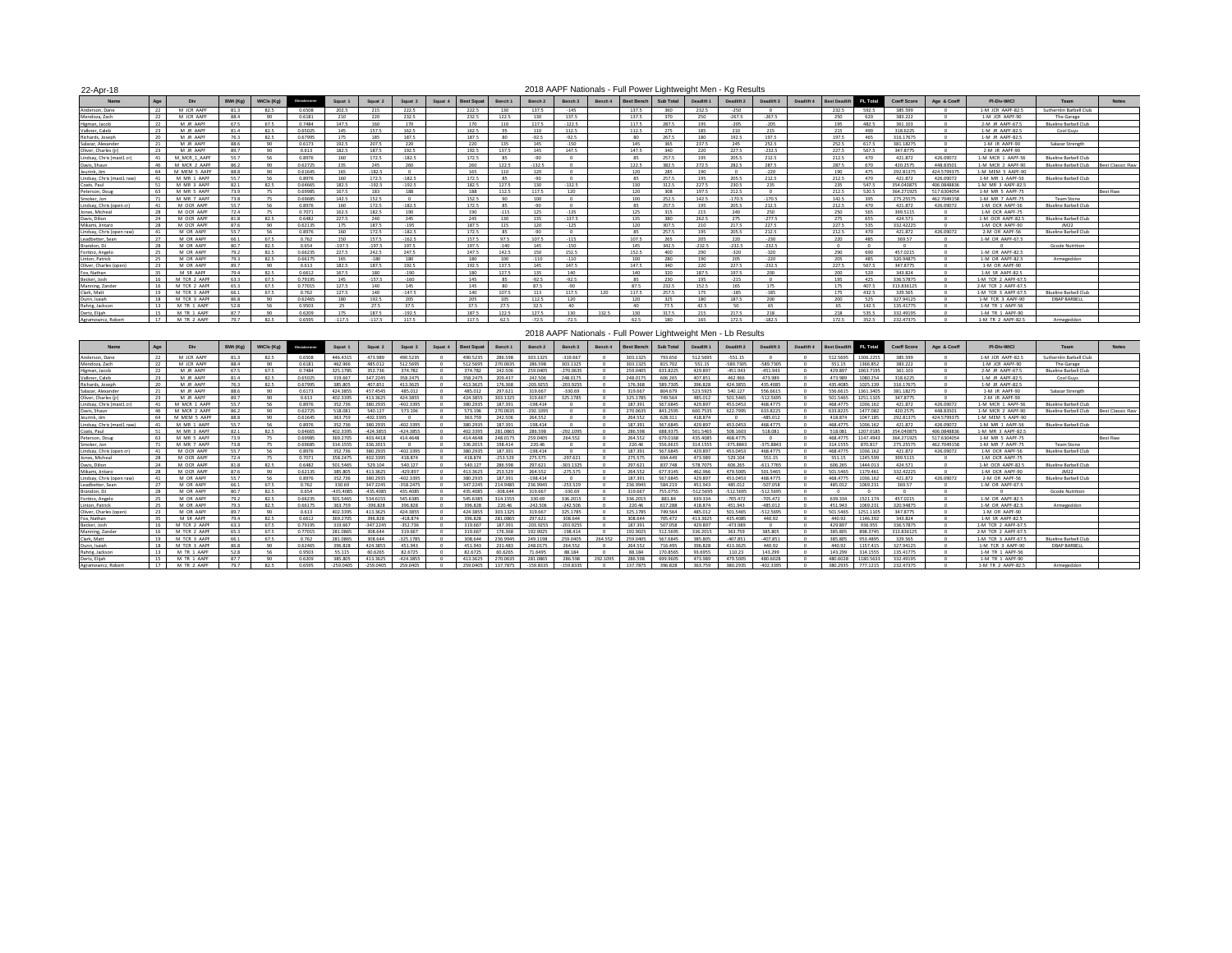22-Apr-18

## 2018 AAPF Nationals - Full Power Lightweight Men - Kg Results

| Name | Age | Div | BWt (Kg) | WtCls (Kg) | Glossbrenner | Squat 1 | Squat 2 | Squat 3 | Squat 4 | Best Squat | Bench 1 | Bench 2 | Bench 3 | Bench 4 | Best Bench | Sub Total | Deadlift 1 | Deadlift 2 | Deadlift 3 | Deadlift 4 | Best Deadlift | PL Total | Coeff Score | Age & Coeff | Pl-Div-WtCl | Team | Notes |
|---|---|---|---|---|---|---|---|---|---|---|---|---|---|---|---|---|---|---|---|---|---|---|---|---|---|---|---|
| Anderson, Dane | 22 | M JCR AAPF | 81.3 | 82.5 | 0.6508 | 202.5 | 215 | 222.5 | | 222.5 | 130 | 137.5 | -145 | | 137.5 | 360 | 232.5 | -250 | 0 | | 232.5 | 592.5 | 385.599 | 0 | 1-M JCR AAPF-82.5 | Sutherlin Barbell Club | |
| Mendoza, Zach | 22 | M JCR AAPF | 88.4 | 90 | 0.6181 | 210 | 220 | 232.5 | | 232.5 | 122.5 | 130 | 137.5 | | 137.5 | 370 | 250 | -267.5 | -267.5 | | 250 | 620 | 383.222 | 0 | 1-M JCR AAPF-90 | The Garage | |
| Higman, Jacob | 22 | M JR AAPF | 67.5 | 67.5 | 0.7484 | 147.5 | 160 | 170 | | 170 | 110 | 117.5 | -122.5 | | 117.5 | 287.5 | 195 | -205 | -205 | | 195 | 482.5 | 361.103 | 0 | 2-M JR AAPF-67.5 | Blueline Barbell Club | |
| Valkner, Caleb | 23 | M JR AAPF | 81.4 | 82.5 | 0.65025 | 145 | 157.5 | 162.5 | | 162.5 | 95 | 110 | 112.5 | | 112.5 | 275 | 185 | 210 | 215 | | 215 | 490 | 318.6225 | 0 | 1-M JR AAPF-82.5 | Cool Guys | |
| Richards, Joseph | 20 | M JR AAPF | 76.3 | 82.5 | 0.67995 | 175 | 185 | 187.5 | | 187.5 | 80 | -92.5 | -92.5 | | 80 | 267.5 | 180 | 192.5 | 197.5 | | 197.5 | 465 | 316.17675 | 0 | 1-M JR AAPF-82.5 | | |
| Salazar, Alexander | 21 | M JR AAPF | 88.6 | 90 | 0.6173 | 192.5 | 207.5 | 220 | | 220 | 135 | 145 | -150 | | 145 | 365 | 237.5 | 245 | 252.5 | | 252.5 | 617.5 | 381.18275 | 0 | 1-M JR AAPF-90 | Salazar Strength | |
| Oliver, Charles (jr) | 23 | M JR AAPF | 89.7 | 90 | 0.613 | 182.5 | 187.5 | 192.5 | | 192.5 | 137.5 | 145 | 147.5 | | 147.5 | 340 | 220 | 227.5 | -232.5 | | 227.5 | 567.5 | 347.8775 | 0 | 2-M JR AAPF-90 | | |
| Lindsay, Chris (mast1 cr) | 41 | M_MCR_1_AAPF | 55.7 | 56 | 0.8976 | 160 | 172.5 | -182.5 | | 172.5 | 85 | -90 | 0 | | 85 | 257.5 | 195 | 205.5 | 212.5 | | 212.5 | 470 | 421.872 | 426.09072 | 1-M MCR 1 AAPF-56 | Blueline Barbell Club | |
| Davis, Shaun | 46 | M MCR 2 AAPF | 86.2 | 90 | 0.62725 | 235 | 245 | 260 | | 260 | 122.5 | -132.5 | 0 | | 122.5 | 382.5 | 272.5 | 282.5 | 287.5 | | 287.5 | 670 | 420.2575 | 448.83501 | 1-M MCR 2 AAPF-90 | Blueline Barbell Club | Best Classic Raw |
| Jeurink, Jim | 64 | M MEM 5 AAPF | 88.8 | 90 | 0.61645 | 165 | -182.5 | 0 | | 165 | 110 | 120 | 0 | | 120 | 285 | 190 | 0 | -220 | | 190 | 475 | 292.81375 | 424.5799375 | 1-M MEM 5 AAPF-90 | | |
| Lindsay, Chris (mast1 raw) | 41 | M MR 1 AAPF | 55.7 | 56 | 0.8976 | 160 | 172.5 | -182.5 | | 172.5 | 85 | -90 | 0 | | 85 | 257.5 | 195 | 205.5 | 212.5 | | 212.5 | 470 | 421.872 | 426.09072 | 1-M MR 1 AAPF-56 | Blueline Barbell Club | |
| Coats, Paul | 51 | M MR 3 AAPF | 82.1 | 82.5 | 0.64665 | 182.5 | -192.5 | -192.5 | | 182.5 | 127.5 | 130 | -132.5 | | 130 | 312.5 | 227.5 | 230.5 | 235 | | 235 | 547.5 | 354.040875 | 406.0848836 | 1-M MR 3 AAPF-82.5 | | |
| Peterson, Doug | 63 | M MR 5 AAPF | 73.9 | 75 | 0.69985 | 167.5 | 183 | 188 | | 188 | 112.5 | 120 | 0 | | 120 | 308 | 197.5 | 212.5 | 0 | | 212.5 | 520.5 | 364.271925 | 517.6304054 | 1-M MR 5 AAPF-75 | | Best Raw |
| Smoker, Jon | 71 | M MR 7 AAPF | 73.8 | 75 | 0.69685 | 142.5 | 152.5 | 0 | | 152.5 | 90 | 100 | 0 | | 100 | 252.5 | 142.5 | -170.5 | -170.5 | | 142.5 | 395 | 275.25575 | 462.7049158 | 1-M MR 7 AAPF-75 | Team Stone | |
| Lindsay, Chris (open cr) | 41 | M OCR AAPF | 55.7 | 56 | 0.8976 | 160 | 172.5 | -182.5 | | 172.5 | 85 | -90 | 0 | | 85 | 257.5 | 195 | 205.5 | 212.5 | | 212.5 | 470 | 421.872 | 426.09072 | 1-M OCR AAPF-56 | Blueline Barbell Club | |
| Jones, Micheal | 28 | M OCR AAPF | 72.4 | 75 | 0.7071 | 162.5 | 182.5 | 190 | | 190 | -115 | 125 | -135 | | 125 | 315 | 215 | 240 | 250 | | 250 | 565 | 399.5115 | 0 | 1-M OCR AAPF-75 | | |
| Davis, Dillon | 24 | M OCR AAPF | 81.8 | 82.5 | 0.6482 | 227.5 | 240 | 245 | | 245 | 130 | 135 | -137.5 | | 135 | 380 | 262.5 | 275 | -277.5 | | 275 | 655 | 424.571 | 0 | 1-M OCR AAPF-82.5 | Blueline Barbell Club | |
| Mikami, Antaro | 28 | M OCR AAPF | 87.6 | 90 | 0.62135 | 175 | 187.5 | -195 | | 187.5 | 115 | 120 | -125 | | 120 | 307.5 | 210 | 217.5 | 227.5 | | 227.5 | 535 | 332.42225 | 0 | 1-M OCR AAPF-90 | JM22 | |
| Lindsay, Chris (open raw) | 41 | M OR AAPF | 55.7 | 56 | 0.8976 | 160 | 172.5 | -182.5 | | 172.5 | 85 | -90 | 0 | | 85 | 257.5 | 195 | 205.5 | 212.5 | | 212.5 | 470 | 421.872 | 426.09072 | 2-M OR AAPF-56 | Blueline Barbell Club | |
| Leadbetter, Sean | 27 | M OR AAPF | 66.1 | 67.5 | 0.762 | 150 | 157.5 | -162.5 | | 157.5 | 97.5 | 107.5 | -115 | | 107.5 | 265 | 205 | 220 | -230 | | 220 | 485 | 369.57 | 0 | 1-M OR AAPF-67.5 | | |
| Brandon, DJ | 28 | M OR AAPF | 80.7 | 82.5 | 0.654 | -197.5 | -197.5 | 197.5 | | 197.5 | -140 | 145 | -150 | | 145 | 342.5 | -232.5 | -232.5 | -232.5 | | 0 | 0 | 0 | 0 | | Goode Nutrition | |
| Fortino, Angelo | 25 | M OR AAPF | 79.2 | 82.5 | 0.66235 | 227.5 | 242.5 | 247.5 | | 247.5 | 142.5 | 150 | 152.5 | | 152.5 | 400 | 290 | -320 | -320 | | 290 | 690 | 457.0215 | 0 | 1-M OR AAPF-82.5 | | |
| Linton, Patrick | 25 | M OR AAPF | 79.3 | 82.5 | 0.66175 | 165 | -180 | 180 | | 180 | 100 | -110 | -110 | | 100 | 280 | 190 | 205 | -220 | | 205 | 485 | 320.94875 | 0 | 2-M OR AAPF-82.5 | Armageddon | |
| Oliver, Charles (open) | 23 | M OR AAPF | 89.7 | 90 | 0.613 | 182.5 | 187.5 | 192.5 | | 192.5 | 137.5 | 145 | 147.5 | | 147.5 | 340 | 220 | 227.5 | -232.5 | | 227.5 | 567.5 | 347.8775 | 0 | 1-M OR AAPF-90 | | |
| Fox, Nathan | 35 | M SR AAPF | 79.4 | 82.5 | 0.6612 | 167.5 | 180 | -190 | | 180 | 127.5 | 135 | 140 | | 140 | 320 | 187.5 | 197.5 | 200 | | 200 | 520 | 343.824 | 0 | 1-M SR AAPF-82.5 | | |
| Becker, Josh | 16 | M TCR 2 AAPF | 63.3 | 67.5 | 0.79195 | 145 | -157.5 | -160 | | 145 | 85 | -92.5 | -92.5 | | 85 | 230 | 195 | -215 | 0 | | 195 | 425 | 336.57875 | 0 | 1-M TCR 2 AAPF-67.5 | | |
| Manning, Zander | 16 | M TCR 2 AAPF | 65.3 | 67.5 | 0.77015 | 127.5 | 140 | 145 | | 145 | 80 | 87.5 | -90 | | 87.5 | 232.5 | 152.5 | 165 | 175 | | 175 | 407.5 | 313.836125 | 0 | 2-M TCR 2 AAPF-67.5 | | |
| Clark, Matt | 19 | M TCR 3 AAPF | 66.1 | 67.5 | 0.762 | 127.5 | 140 | -147.5 | | 140 | 107.5 | 113 | 117.5 | 120 | 117.5 | 257.5 | 175 | -185 | -185 | | 175 | 432.5 | 329.565 | 0 | 1-M TCR 3 AAPF-67.5 | Blueline Barbell Club | |
| Dunn, Isaiah | 18 | M TCR 3 AAPF | 86.8 | 90 | 0.62465 | 180 | 192.5 | 205 | | 205 | 105 | 112.5 | 120 | | 120 | 325 | 180 | 187.5 | 200 | | 200 | 525 | 327.94125 | 0 | 1-M TCR 3 AAPF-90 | DBAP BARBELL | |
| Rahrig, Jackson | 13 | M TR 1 AAPF | 52.8 | 56 | 0.9503 | 25 | 27.5 | 37.5 | | 37.5 | 27.5 | 32.5 | 40 | | 40 | 77.5 | 42.5 | 50 | 65 | | 65 | 142.5 | 135.41775 | 0 | 1-M TR 1 AAPF-56 | | |
| Dertz, Elijah | 15 | M TR 1 AAPF | 87.7 | 90 | 0.6209 | 175 | 187.5 | -192.5 | | 187.5 | 122.5 | 127.5 | 130 | 132.5 | 130 | 317.5 | 215 | 217.5 | 218 | | 218 | 535.5 | 332.49195 | 0 | 1-M TR 1 AAPF-90 | | |
| Agramowicz, Robert | 17 | M TR 2 AAPF | 79.7 | 82.5 | 0.6595 | -117.5 | -117.5 | 117.5 | | 117.5 | 62.5 | -72.5 | -72.5 | | 62.5 | 180 | 165 | 172.5 | -182.5 | | 172.5 | 352.5 | 232.47375 | 0 | 1-M TR 2 AAPF-82.5 | Armageddon | |

## 2018 AAPF Nationals - Full Power Lightweight Men - Lb Results

| Name | Age | Div | BWt (Kg) | WtCls (Kg) | Glossbrenner | Squat 1 | Squat 2 | Squat 3 | Squat 4 | Best Squat | Bench 1 | Bench 2 | Bench 3 | Bench 4 | Best Bench | Sub Total | Deadlift 1 | Deadlift 2 | Deadlift 3 | Deadlift 4 | Best Deadlift | PL Total | Coeff Score | Age & Coeff | Pl-Div-WtCl | Team | Notes |
|---|---|---|---|---|---|---|---|---|---|---|---|---|---|---|---|---|---|---|---|---|---|---|---|---|---|---|---|
| Anderson, Dane | 22 | M JCR AAPF | 81.3 | 82.5 | 0.6508 | 446.4315 | 473.989 | 490.5235 | 0 | 490.5235 | 286.598 | 303.1325 | -319.667 | 0 | 303.1325 | 793.656 | 512.5695 | -551.15 | 0 | 0 | 512.5695 | 1306.2255 | 385.599 | 0 | 1-M JCR AAPF-82.5 | Sutherlin Barbell Club | |
| Mendoza, Zach | 22 | M JCR AAPF | 88.4 | 90 | 0.6181 | 462.966 | 485.012 | 512.5695 | 0 | 512.5695 | 270.0635 | 286.598 | 303.1325 | 0 | 303.1325 | 815.702 | 551.15 | -589.7305 | -589.7305 | 0 | 551.15 | 1366.852 | 383.222 | 0 | 1-M JCR AAPF-90 | The Garage | |
| Higman, Jacob | 22 | M JR AAPF | 67.5 | 67.5 | 0.7484 | 325.1785 | 352.736 | 374.782 | 0 | 374.782 | 242.506 | 259.0405 | -270.0635 | 0 | 259.0405 | 633.8225 | 429.897 | -451.943 | -451.943 | 0 | 429.897 | 1063.7195 | 361.103 | 0 | 2-M JR AAPF-67.5 | Blueline Barbell Club | |
| Valkner, Caleb | 23 | M JR AAPF | 81.4 | 82.5 | 0.65025 | 319.667 | 347.2245 | 358.2475 | 0 | 358.2475 | 209.437 | 242.506 | 248.0175 | 0 | 248.0175 | 606.265 | 407.851 | 462.966 | 473.989 | 0 | 473.989 | 1080.254 | 318.6225 | 0 | 1-M JR AAPF-82.5 | Cool Guys | |
| Richards, Joseph | 20 | M JR AAPF | 76.3 | 82.5 | 0.67995 | 385.805 | 407.851 | 413.3625 | 0 | 413.3625 | 176.368 | -203.9255 | -203.9255 | 0 | 176.368 | 589.7305 | 396.828 | 424.3855 | 435.4085 | 0 | 435.4085 | 1025.139 | 316.17675 | 0 | 1-M JR AAPF-82.5 | | |
| Salazar, Alexander | 21 | M JR AAPF | 88.6 | 90 | 0.6173 | 424.3855 | 457.4545 | 485.012 | 0 | 485.012 | 297.621 | 319.667 | -330.69 | 0 | 319.667 | 804.679 | 523.5925 | 540.127 | 556.6615 | 0 | 556.6615 | 1361.3405 | 381.18275 | 0 | 1-M JR AAPF-90 | Salazar Strength | |
| Oliver, Charles (jr) | 23 | M JR AAPF | 89.7 | 90 | 0.613 | 402.3395 | 413.3625 | 424.3855 | 0 | 424.3855 | 303.1325 | 319.667 | 325.1785 | 0 | 325.1785 | 749.564 | 485.012 | 501.5465 | -512.5695 | 0 | 501.5465 | 1251.1105 | 347.8775 | 0 | 2-M JR AAPF-90 | | |
| Lindsay, Chris (mast1 cr) | 41 | M MCR 1 AAPF | 55.7 | 56 | 0.8976 | 352.736 | 380.2935 | -402.3395 | 0 | 380.2935 | 187.391 | -198.414 | 0 | 0 | 187.391 | 567.6845 | 429.897 | 453.0453 | 468.4775 | 0 | 468.4775 | 1036.162 | 421.872 | 426.09072 | 1-M MCR 1 AAPF-56 | Blueline Barbell Club | |
| Davis, Shaun | 46 | M MCR 2 AAPF | 86.2 | 90 | 0.62725 | 518.081 | 540.127 | 573.196 | 0 | 573.196 | 270.0635 | -292.1095 | 0 | 0 | 270.0635 | 843.2595 | 600.7535 | 622.7995 | 633.8225 | 0 | 633.8225 | 1477.082 | 420.2575 | 448.83501 | 1-M MCR 2 AAPF-90 | Blueline Barbell Club | Best Classic Raw |
| Jeurink, Jim | 64 | M MEM 5 AAPF | 88.8 | 90 | 0.61645 | 363.759 | -402.3395 | 0 | 0 | 363.759 | 242.506 | 264.552 | 0 | 0 | 264.552 | 628.311 | 418.874 | 0 | -485.012 | 0 | 418.874 | 1047.185 | 292.81375 | 424.5799375 | 1-M MEM 5 AAPF-90 | | |
| Lindsay, Chris (mast1 raw) | 41 | M MR 1 AAPF | 55.7 | 56 | 0.8976 | 352.736 | 380.2935 | -402.3395 | 0 | 380.2935 | 187.391 | -198.414 | 0 | 0 | 187.391 | 567.6845 | 429.897 | 453.0453 | 468.4775 | 0 | 468.4775 | 1036.162 | 421.872 | 426.09072 | 1-M MR 1 AAPF-56 | Blueline Barbell Club | |
| Coats, Paul | 51 | M MR 3 AAPF | 82.1 | 82.5 | 0.64665 | 402.3395 | -424.3855 | -424.3855 | 0 | 402.3395 | 281.0865 | 286.598 | -292.1095 | 0 | 286.598 | 688.9375 | 501.5465 | 508.1603 | 518.081 | 0 | 518.081 | 1207.0185 | 354.040875 | 406.0848836 | 1-M MR 3 AAPF-82.5 | | |
| Peterson, Doug | 63 | M MR 5 AAPF | 73.9 | 75 | 0.69985 | 369.2705 | 403.4418 | 414.4648 | 0 | 414.4648 | 248.0175 | 264.552 | 0 | 0 | 264.552 | 679.0168 | 435.4085 | 468.4775 | 0 | 0 | 468.4775 | 1147.4943 | 364.271925 | 517.6304054 | 1-M MR 5 AAPF-75 | | Best Raw |
| Smoker, Jon | 71 | M MR 7 AAPF | 73.8 | 75 | 0.69685 | 314.1555 | 336.2015 | 0 | 0 | 336.2015 | 198.414 | 220.46 | 0 | 0 | 220.46 | 556.6615 | 314.1555 | -375.8843 | -375.8843 | 0 | 314.1555 | 870.817 | 275.25575 | 462.7049158 | 1-M MR 7 AAPF-75 | Team Stone | |
| Lindsay, Chris (open cr) | 41 | M OCR AAPF | 55.7 | 56 | 0.8976 | 352.736 | 380.2935 | -402.3395 | 0 | 380.2935 | 187.391 | -198.414 | 0 | 0 | 187.391 | 567.6845 | 429.897 | 453.0453 | 468.4775 | 0 | 468.4775 | 1036.162 | 421.872 | 426.09072 | 1-M OCR AAPF-56 | Blueline Barbell Club | |
| Jones, Micheal | 28 | M OCR AAPF | 72.4 | 75 | 0.7071 | 358.2475 | 402.3395 | 418.874 | 0 | 418.874 | -253.529 | 275.575 | -297.621 | 0 | 275.575 | 694.449 | 473.989 | 529.104 | 551.15 | 0 | 551.15 | 1245.599 | 399.5115 | 0 | 1-M OCR AAPF-75 | | |
| Davis, Dillon | 24 | M OCR AAPF | 81.8 | 82.5 | 0.6482 | 501.5465 | 529.104 | 540.127 | 0 | 540.127 | 286.598 | 297.621 | -303.1325 | 0 | 297.621 | 837.748 | 578.7075 | 606.265 | -611.7765 | 0 | 606.265 | 1444.013 | 424.571 | 0 | 1-M OCR AAPF-82.5 | Blueline Barbell Club | |
| Mikami, Antaro | 28 | M OCR AAPF | 87.6 | 90 | 0.62135 | 385.805 | 413.3625 | -429.897 | 0 | 413.3625 | 253.529 | 264.552 | -275.575 | 0 | 264.552 | 677.9145 | 462.966 | 479.5005 | 501.5465 | 0 | 501.5465 | 1179.461 | 332.42225 | 0 | 1-M OCR AAPF-90 | JM22 | |
| Lindsay, Chris (open raw) | 41 | M OR AAPF | 55.7 | 56 | 0.8976 | 352.736 | 380.2935 | -402.3395 | 0 | 380.2935 | 187.391 | -198.414 | 0 | 0 | 187.391 | 567.6845 | 429.897 | 453.0453 | 468.4775 | 0 | 468.4775 | 1036.162 | 421.872 | 426.09072 | 2-M OR AAPF-56 | Blueline Barbell Club | |
| Leadbetter, Sean | 27 | M OR AAPF | 66.1 | 67.5 | 0.762 | 330.69 | 347.2245 | -358.2475 | 0 | 347.2245 | 214.9485 | 236.9945 | -253.529 | 0 | 236.9945 | 584.219 | 451.943 | 485.012 | -507.058 | 0 | 485.012 | 1069.231 | 369.57 | 0 | 1-M OR AAPF-67.5 | | |
| Brandon, DJ | 28 | M OR AAPF | 80.7 | 82.5 | 0.654 | -435.4085 | -435.4085 | 435.4085 | 0 | 435.4085 | -308.644 | 319.667 | -330.69 | 0 | 319.667 | 755.0755 | -512.5695 | -512.5695 | -512.5695 | 0 | 0 | 0 | 0 | 0 | 0 | Goode Nutrition | |
| Fortino, Angelo | 25 | M OR AAPF | 79.2 | 82.5 | 0.66235 | 501.5465 | 534.6155 | 545.6385 | 0 | 545.6385 | 314.1555 | 330.69 | 336.2015 | 0 | 336.2015 | 881.84 | 639.334 | -705.472 | -705.472 | 0 | 639.334 | 1521.174 | 457.0215 | 0 | 1-M OR AAPF-82.5 | | |
| Linton, Patrick | 25 | M OR AAPF | 79.3 | 82.5 | 0.66175 | 363.759 | -396.828 | 396.828 | 0 | 396.828 | 220.46 | -242.506 | -242.506 | 0 | 220.46 | 617.288 | 418.874 | 451.943 | -485.012 | 0 | 451.943 | 1069.231 | 320.94875 | 0 | 2-M OR AAPF-82.5 | Armageddon | |
| Oliver, Charles (open) | 23 | M OR AAPF | 89.7 | 90 | 0.613 | 402.3395 | 413.3625 | 424.3855 | 0 | 424.3855 | 303.1325 | 319.667 | 325.1785 | 0 | 325.1785 | 749.564 | 485.012 | 501.5465 | -512.5695 | 0 | 501.5465 | 1251.1105 | 347.8775 | 0 | 1-M OR AAPF-90 | | |
| Fox, Nathan | 35 | M SR AAPF | 79.4 | 82.5 | 0.6612 | 369.2705 | 396.828 | -418.874 | 0 | 396.828 | 281.0865 | 297.621 | 308.644 | 0 | 308.644 | 705.472 | 413.3625 | 435.4085 | 440.92 | 0 | 440.92 | 1146.392 | 343.824 | 0 | 1-M SR AAPF-82.5 | | |
| Becker, Josh | 16 | M TCR 2 AAPF | 63.3 | 67.5 | 0.79195 | 319.667 | -347.2245 | -352.736 | 0 | 319.667 | 187.391 | -203.9255 | -203.9255 | 0 | 187.391 | 507.058 | 429.897 | -473.989 | 0 | 0 | 429.897 | 936.955 | 336.57875 | 0 | 1-M TCR 2 AAPF-67.5 | | |
| Manning, Zander | 16 | M TCR 2 AAPF | 65.3 | 67.5 | 0.77015 | 281.0865 | 308.644 | 319.667 | 0 | 319.667 | 176.368 | 192.9025 | -198.414 | 0 | 192.9025 | 512.5695 | 336.2015 | 363.759 | 385.805 | 0 | 385.805 | 898.3745 | 313.836125 | 0 | 2-M TCR 2 AAPF-67.5 | | |
| Clark, Matt | 19 | M TCR 3 AAPF | 66.1 | 67.5 | 0.762 | 281.0865 | 308.644 | -325.1785 | 0 | 308.644 | 236.9945 | 249.1198 | 259.0405 | 264.552 | 259.0405 | 567.6845 | 385.805 | -407.851 | -407.851 | 0 | 385.805 | 953.4895 | 329.565 | 0 | 1-M TCR 3 AAPF-67.5 | Blueline Barbell Club | |
| Dunn, Isaiah | 18 | M TCR 3 AAPF | 86.8 | 90 | 0.62465 | 396.828 | 424.3855 | 451.943 | 0 | 451.943 | 231.483 | 248.0175 | 264.552 | 0 | 264.552 | 716.495 | 396.828 | 413.3625 | 440.92 | 0 | 440.92 | 1157.415 | 327.94125 | 0 | 1-M TCR 3 AAPF-90 | DBAP BARBELL | |
| Rahrig, Jackson | 13 | M TR 1 AAPF | 52.8 | 56 | 0.9503 | 55.115 | 60.6265 | 82.6725 | 0 | 82.6725 | 60.6265 | 71.6495 | 88.184 | 0 | 88.184 | 170.8565 | 93.6955 | 110.23 | 143.299 | 0 | 143.299 | 314.1555 | 135.41775 | 0 | 1-M TR 1 AAPF-56 | | |
| Dertz, Elijah | 15 | M TR 1 AAPF | 87.7 | 90 | 0.6209 | 385.805 | 413.3625 | -424.3855 | 0 | 413.3625 | 270.0635 | 281.0865 | 286.598 | 292.1095 | 286.598 | 699.9605 | 473.989 | 479.5005 | 480.6028 | 0 | 480.6028 | 1180.5633 | 332.49195 | 0 | 1-M TR 1 AAPF-90 | | |
| Agramowicz, Robert | 17 | M TR 2 AAPF | 79.7 | 82.5 | 0.6595 | -259.0405 | -259.0405 | 259.0405 | 0 | 259.0405 | 137.7875 | -159.8335 | -159.8335 | 0 | 137.7875 | 396.828 | 363.759 | 380.2935 | -402.3395 | 0 | 380.2935 | 777.1215 | 232.47375 | 0 | 1-M TR 2 AAPF-82.5 | Armageddon | |